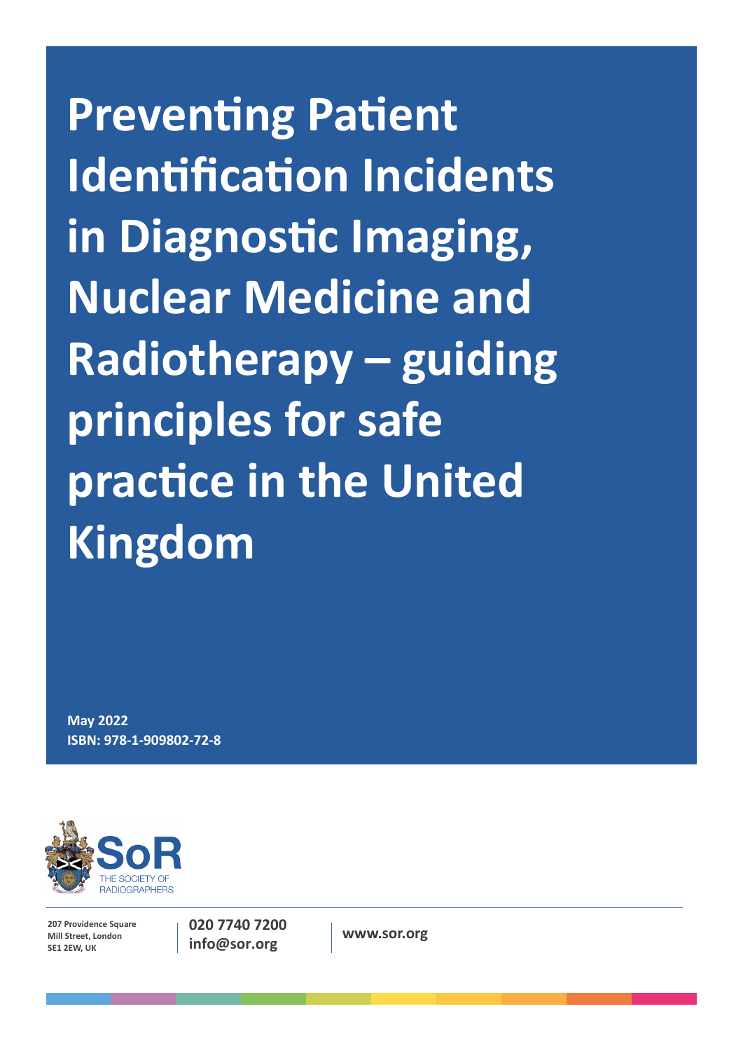# Preventing Patient Identification Incidents in Diagnostic Imaging, Nuclear Medicine and Radiotherapy – guiding principles for safe practice in the United Kingdom

**May 2022**
**ISBN: 978-1-909802-72-8**

SoR
THE SOCIETY OF RADIOGRAPHERS

207 Providence Square
Mill Street, London
SE1 2EW, UK

020 7740 7200
info@sor.org

www.sor.org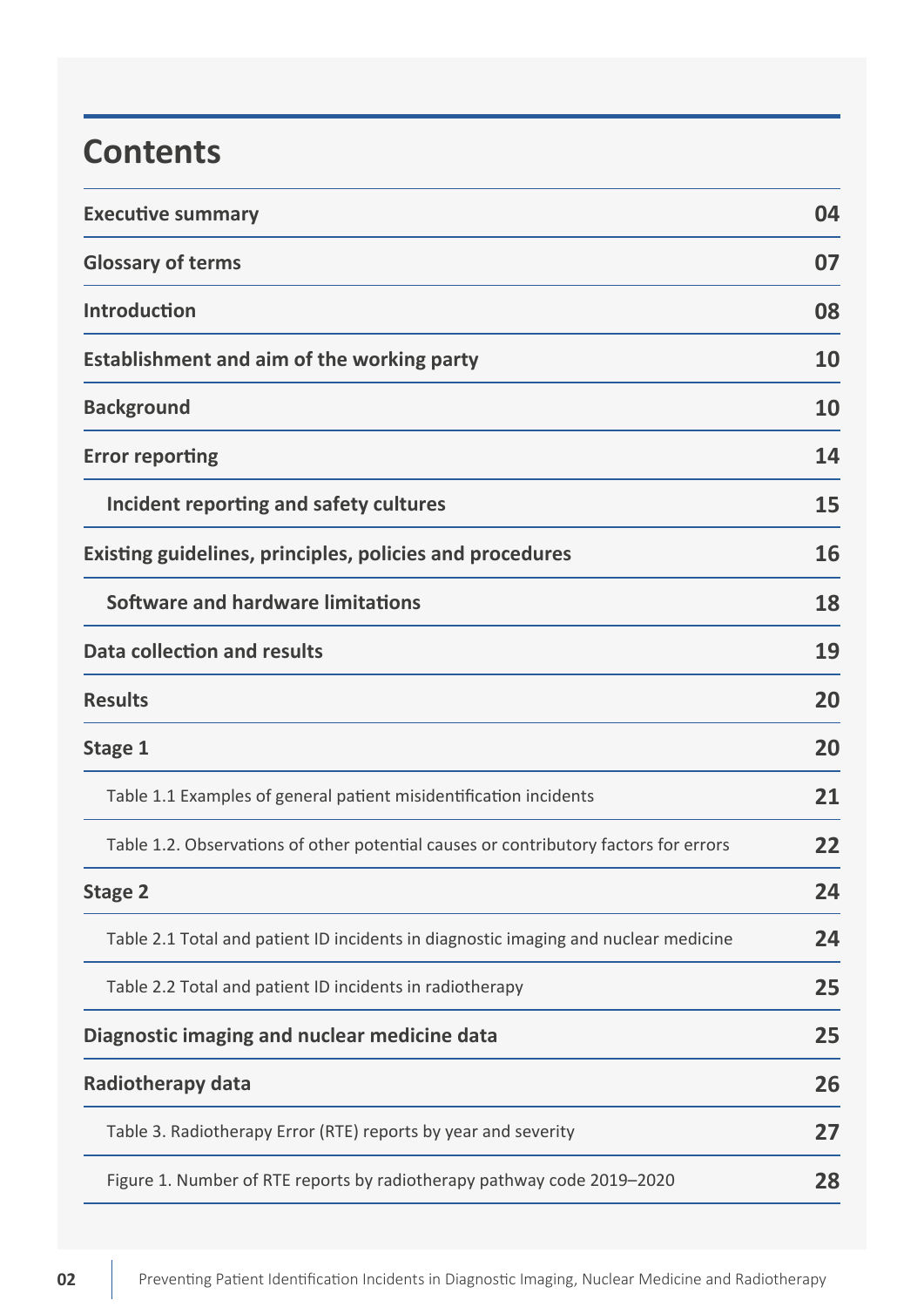# Contents

| | |
|---|---|
| **Executive summary** | **04** |
| **Glossary of terms** | **07** |
| **Introduction** | **08** |
| **Establishment and aim of the working party** | **10** |
| **Background** | **10** |
| **Error reporting** | **14** |
| &nbsp;&nbsp;&nbsp;&nbsp;**Incident reporting and safety cultures** | **15** |
| **Existing guidelines, principles, policies and procedures** | **16** |
| &nbsp;&nbsp;&nbsp;&nbsp;**Software and hardware limitations** | **18** |
| **Data collection and results** | **19** |
| **Results** | **20** |
| **Stage 1** | **20** |
| &nbsp;&nbsp;&nbsp;&nbsp;Table 1.1 Examples of general patient misidentification incidents | **21** |
| &nbsp;&nbsp;&nbsp;&nbsp;Table 1.2. Observations of other potential causes or contributory factors for errors | **22** |
| **Stage 2** | **24** |
| &nbsp;&nbsp;&nbsp;&nbsp;Table 2.1 Total and patient ID incidents in diagnostic imaging and nuclear medicine | **24** |
| &nbsp;&nbsp;&nbsp;&nbsp;Table 2.2 Total and patient ID incidents in radiotherapy | **25** |
| **Diagnostic imaging and nuclear medicine data** | **25** |
| **Radiotherapy data** | **26** |
| &nbsp;&nbsp;&nbsp;&nbsp;Table 3. Radiotherapy Error (RTE) reports by year and severity | **27** |
| &nbsp;&nbsp;&nbsp;&nbsp;Figure 1. Number of RTE reports by radiotherapy pathway code 2019–2020 | **28** |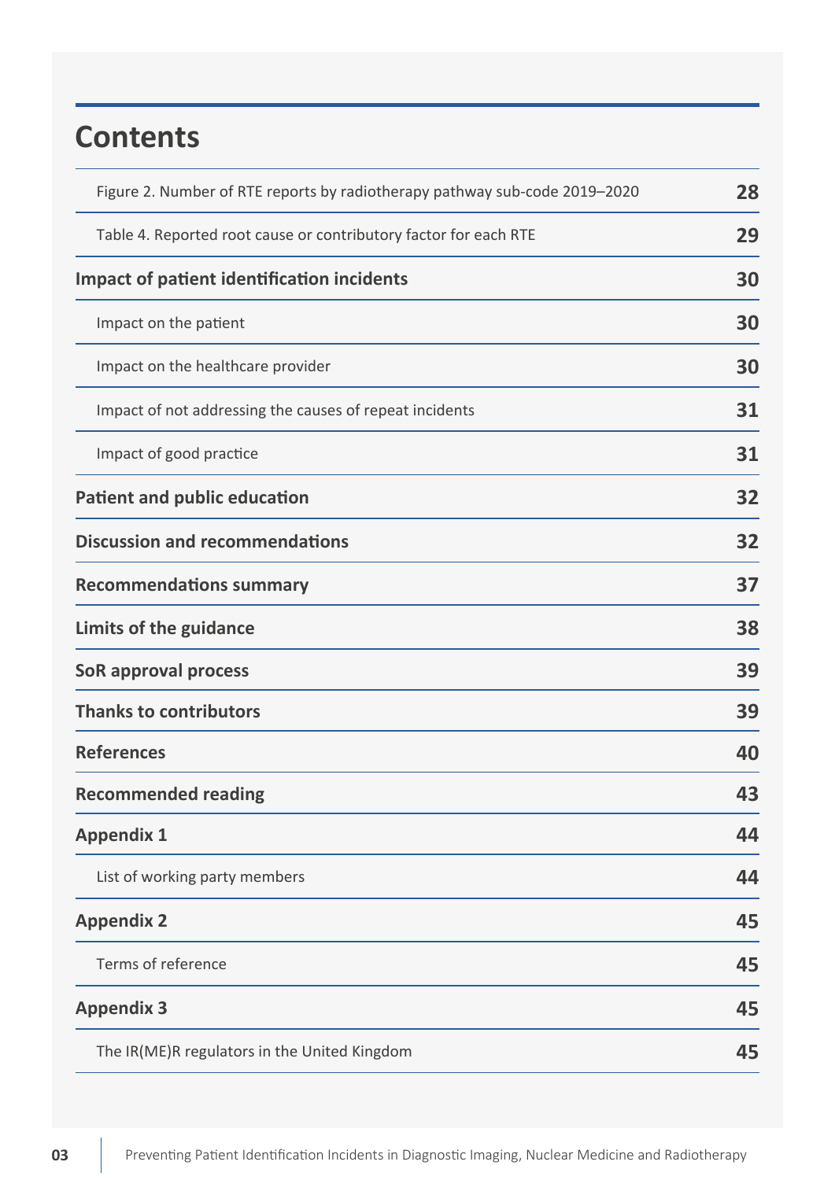## Contents

| | |
|---|---|
| Figure 2. Number of RTE reports by radiotherapy pathway sub-code 2019–2020 | **28** |
| Table 4. Reported root cause or contributory factor for each RTE | **29** |
| **Impact of patient identification incidents** | **30** |
| Impact on the patient | **30** |
| Impact on the healthcare provider | **30** |
| Impact of not addressing the causes of repeat incidents | **31** |
| Impact of good practice | **31** |
| **Patient and public education** | **32** |
| **Discussion and recommendations** | **32** |
| **Recommendations summary** | **37** |
| **Limits of the guidance** | **38** |
| **SoR approval process** | **39** |
| **Thanks to contributors** | **39** |
| **References** | **40** |
| **Recommended reading** | **43** |
| **Appendix 1** | **44** |
| List of working party members | **44** |
| **Appendix 2** | **45** |
| Terms of reference | **45** |
| **Appendix 3** | **45** |
| The IR(ME)R regulators in the United Kingdom | **45** |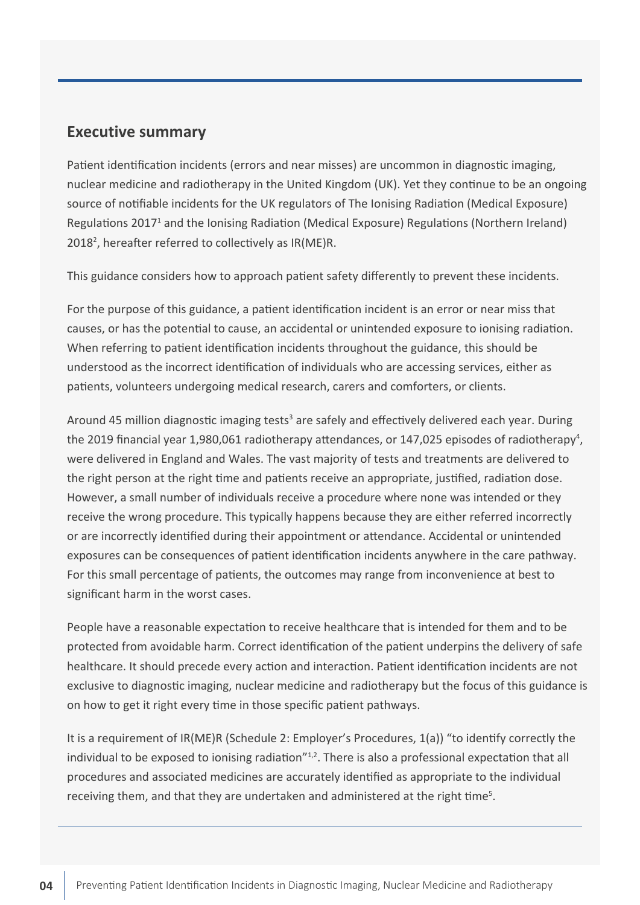## Executive summary

Patient identification incidents (errors and near misses) are uncommon in diagnostic imaging, nuclear medicine and radiotherapy in the United Kingdom (UK). Yet they continue to be an ongoing source of notifiable incidents for the UK regulators of The Ionising Radiation (Medical Exposure) Regulations 2017[1] and the Ionising Radiation (Medical Exposure) Regulations (Northern Ireland) 2018[2], hereafter referred to collectively as IR(ME)R.

This guidance considers how to approach patient safety differently to prevent these incidents.

For the purpose of this guidance, a patient identification incident is an error or near miss that causes, or has the potential to cause, an accidental or unintended exposure to ionising radiation. When referring to patient identification incidents throughout the guidance, this should be understood as the incorrect identification of individuals who are accessing services, either as patients, volunteers undergoing medical research, carers and comforters, or clients.

Around 45 million diagnostic imaging tests[3] are safely and effectively delivered each year. During the 2019 financial year 1,980,061 radiotherapy attendances, or 147,025 episodes of radiotherapy[4], were delivered in England and Wales. The vast majority of tests and treatments are delivered to the right person at the right time and patients receive an appropriate, justified, radiation dose. However, a small number of individuals receive a procedure where none was intended or they receive the wrong procedure. This typically happens because they are either referred incorrectly or are incorrectly identified during their appointment or attendance. Accidental or unintended exposures can be consequences of patient identification incidents anywhere in the care pathway. For this small percentage of patients, the outcomes may range from inconvenience at best to significant harm in the worst cases.

People have a reasonable expectation to receive healthcare that is intended for them and to be protected from avoidable harm. Correct identification of the patient underpins the delivery of safe healthcare. It should precede every action and interaction. Patient identification incidents are not exclusive to diagnostic imaging, nuclear medicine and radiotherapy but the focus of this guidance is on how to get it right every time in those specific patient pathways.

It is a requirement of IR(ME)R (Schedule 2: Employer's Procedures, 1(a)) "to identify correctly the individual to be exposed to ionising radiation"[1,2]. There is also a professional expectation that all procedures and associated medicines are accurately identified as appropriate to the individual receiving them, and that they are undertaken and administered at the right time[5].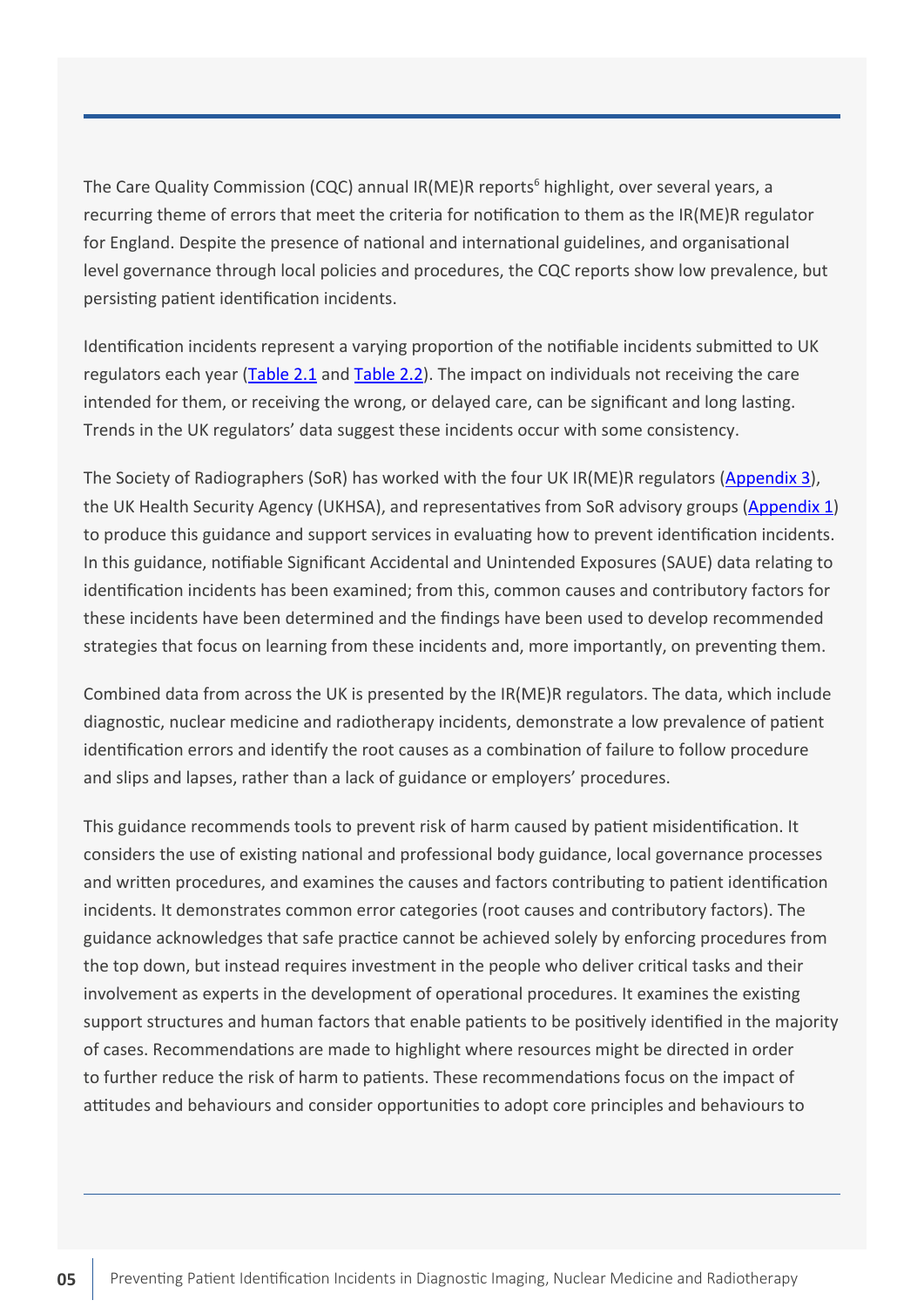The Care Quality Commission (CQC) annual IR(ME)R reports[6] highlight, over several years, a recurring theme of errors that meet the criteria for notification to them as the IR(ME)R regulator for England. Despite the presence of national and international guidelines, and organisational level governance through local policies and procedures, the CQC reports show low prevalence, but persisting patient identification incidents.

Identification incidents represent a varying proportion of the notifiable incidents submitted to UK regulators each year (Table 2.1 and Table 2.2). The impact on individuals not receiving the care intended for them, or receiving the wrong, or delayed care, can be significant and long lasting. Trends in the UK regulators' data suggest these incidents occur with some consistency.

The Society of Radiographers (SoR) has worked with the four UK IR(ME)R regulators (Appendix 3), the UK Health Security Agency (UKHSA), and representatives from SoR advisory groups (Appendix 1) to produce this guidance and support services in evaluating how to prevent identification incidents. In this guidance, notifiable Significant Accidental and Unintended Exposures (SAUE) data relating to identification incidents has been examined; from this, common causes and contributory factors for these incidents have been determined and the findings have been used to develop recommended strategies that focus on learning from these incidents and, more importantly, on preventing them.

Combined data from across the UK is presented by the IR(ME)R regulators. The data, which include diagnostic, nuclear medicine and radiotherapy incidents, demonstrate a low prevalence of patient identification errors and identify the root causes as a combination of failure to follow procedure and slips and lapses, rather than a lack of guidance or employers' procedures.

This guidance recommends tools to prevent risk of harm caused by patient misidentification. It considers the use of existing national and professional body guidance, local governance processes and written procedures, and examines the causes and factors contributing to patient identification incidents. It demonstrates common error categories (root causes and contributory factors). The guidance acknowledges that safe practice cannot be achieved solely by enforcing procedures from the top down, but instead requires investment in the people who deliver critical tasks and their involvement as experts in the development of operational procedures. It examines the existing support structures and human factors that enable patients to be positively identified in the majority of cases. Recommendations are made to highlight where resources might be directed in order to further reduce the risk of harm to patients. These recommendations focus on the impact of attitudes and behaviours and consider opportunities to adopt core principles and behaviours to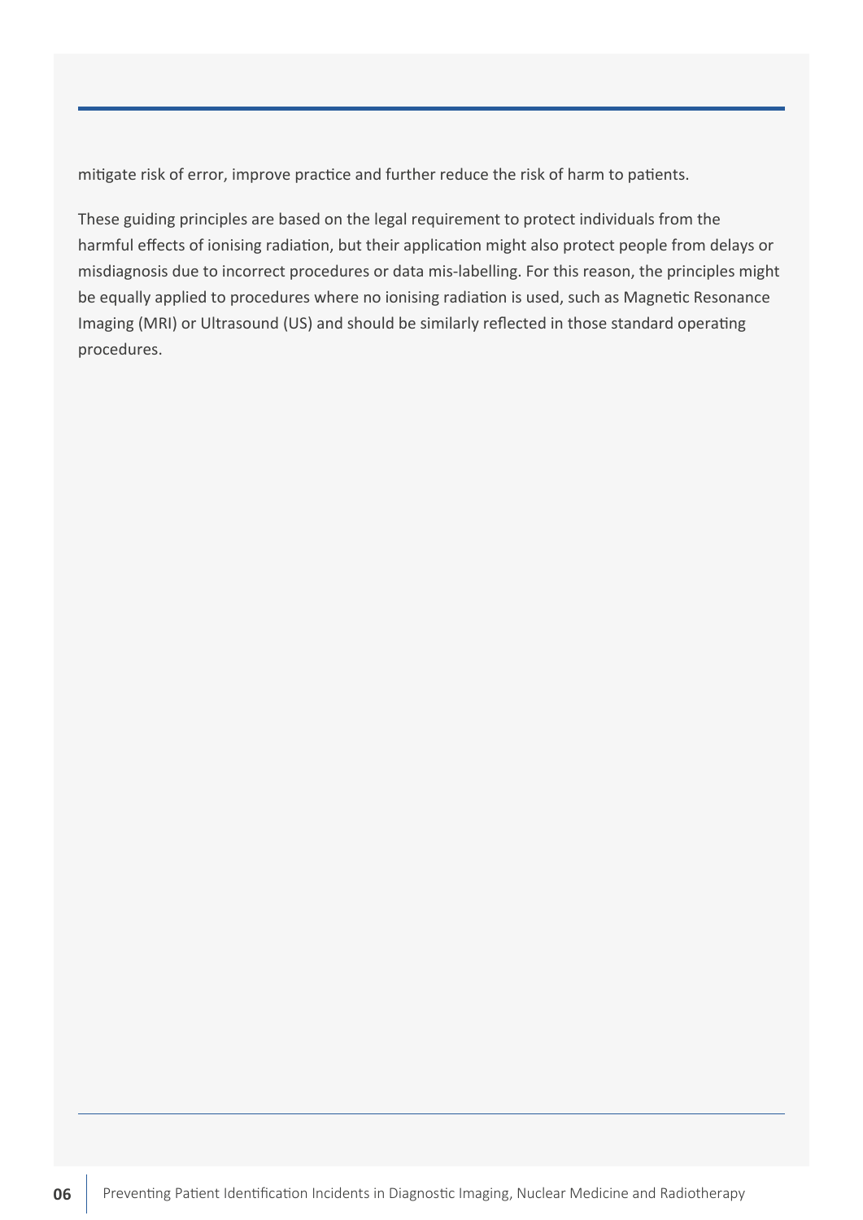mitigate risk of error, improve practice and further reduce the risk of harm to patients.

These guiding principles are based on the legal requirement to protect individuals from the harmful effects of ionising radiation, but their application might also protect people from delays or misdiagnosis due to incorrect procedures or data mis-labelling. For this reason, the principles might be equally applied to procedures where no ionising radiation is used, such as Magnetic Resonance Imaging (MRI) or Ultrasound (US) and should be similarly reflected in those standard operating procedures.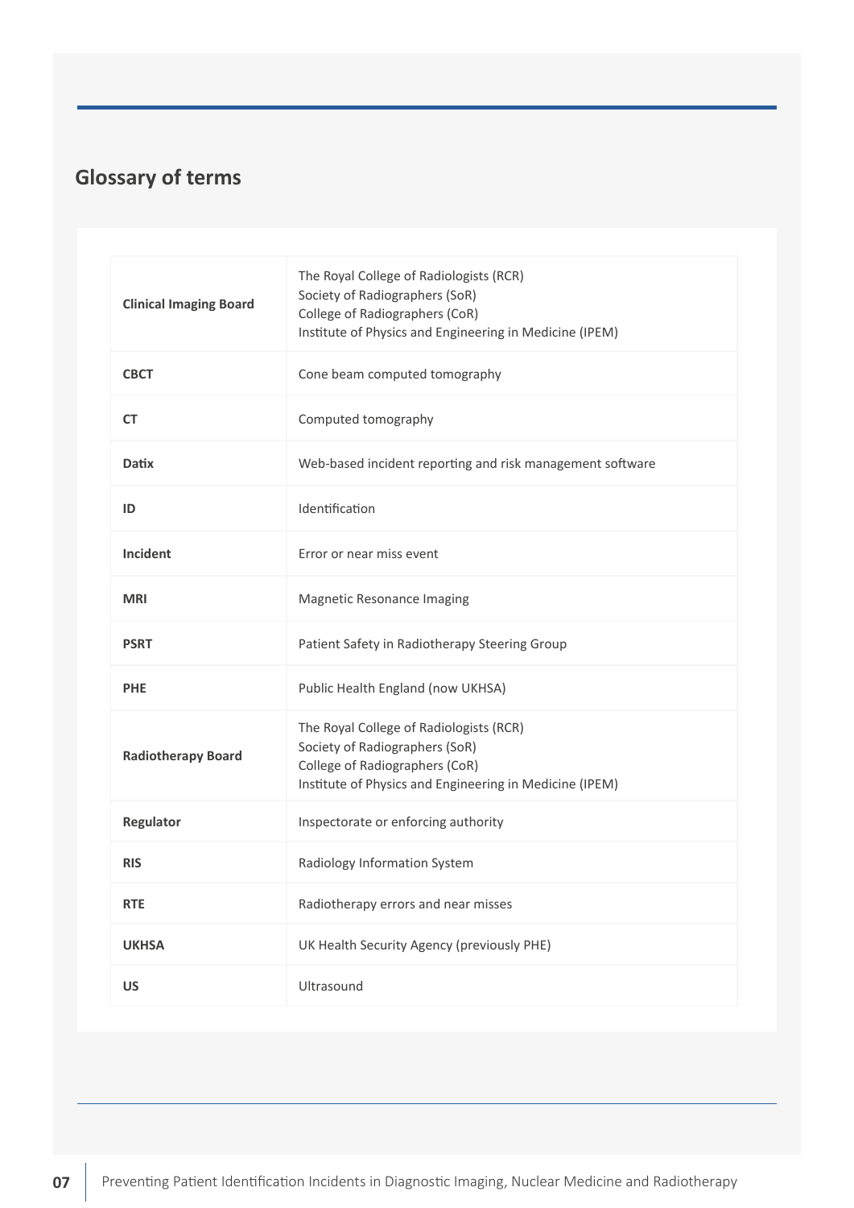## Glossary of terms

| | |
|---|---|
| **Clinical Imaging Board** | The Royal College of Radiologists (RCR)<br>Society of Radiographers (SoR)<br>College of Radiographers (CoR)<br>Institute of Physics and Engineering in Medicine (IPEM) |
| **CBCT** | Cone beam computed tomography |
| **CT** | Computed tomography |
| **Datix** | Web-based incident reporting and risk management software |
| **ID** | Identification |
| **Incident** | Error or near miss event |
| **MRI** | Magnetic Resonance Imaging |
| **PSRT** | Patient Safety in Radiotherapy Steering Group |
| **PHE** | Public Health England (now UKHSA) |
| **Radiotherapy Board** | The Royal College of Radiologists (RCR)<br>Society of Radiographers (SoR)<br>College of Radiographers (CoR)<br>Institute of Physics and Engineering in Medicine (IPEM) |
| **Regulator** | Inspectorate or enforcing authority |
| **RIS** | Radiology Information System |
| **RTE** | Radiotherapy errors and near misses |
| **UKHSA** | UK Health Security Agency (previously PHE) |
| **US** | Ultrasound |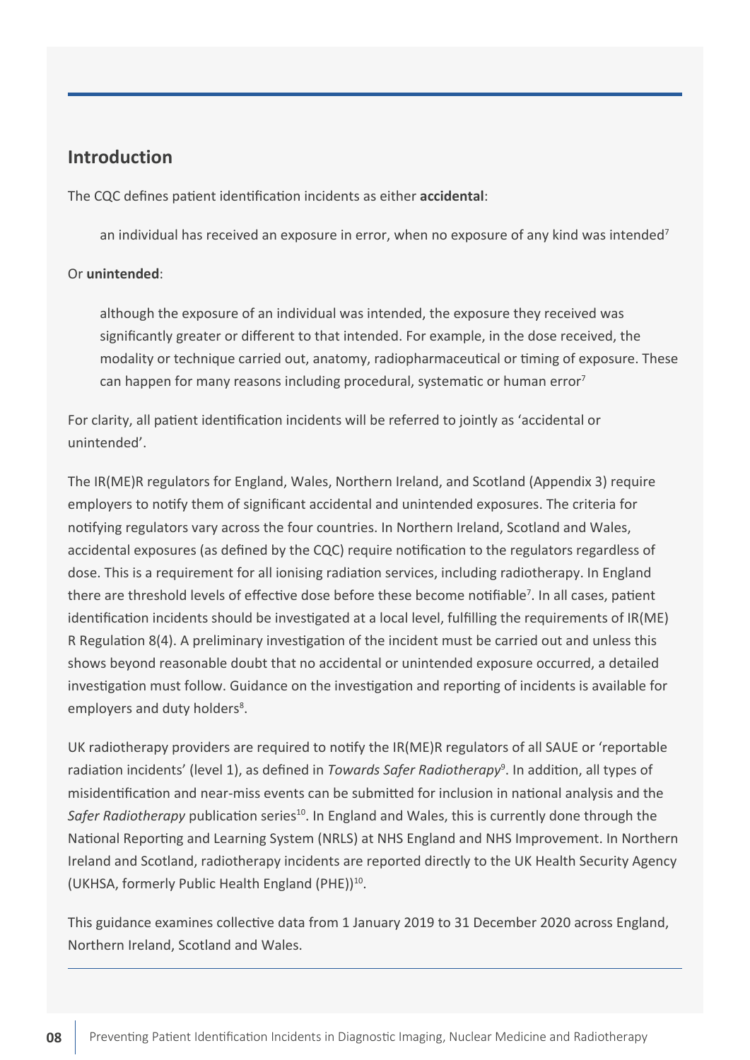## Introduction

The CQC defines patient identification incidents as either **accidental**:

> an individual has received an exposure in error, when no exposure of any kind was intended[7]

Or **unintended**:

> although the exposure of an individual was intended, the exposure they received was significantly greater or different to that intended. For example, in the dose received, the modality or technique carried out, anatomy, radiopharmaceutical or timing of exposure. These can happen for many reasons including procedural, systematic or human error[7]

For clarity, all patient identification incidents will be referred to jointly as 'accidental or unintended'.

The IR(ME)R regulators for England, Wales, Northern Ireland, and Scotland (Appendix 3) require employers to notify them of significant accidental and unintended exposures. The criteria for notifying regulators vary across the four countries. In Northern Ireland, Scotland and Wales, accidental exposures (as defined by the CQC) require notification to the regulators regardless of dose. This is a requirement for all ionising radiation services, including radiotherapy. In England there are threshold levels of effective dose before these become notifiable[7]. In all cases, patient identification incidents should be investigated at a local level, fulfilling the requirements of IR(ME)R Regulation 8(4). A preliminary investigation of the incident must be carried out and unless this shows beyond reasonable doubt that no accidental or unintended exposure occurred, a detailed investigation must follow. Guidance on the investigation and reporting of incidents is available for employers and duty holders[8].

UK radiotherapy providers are required to notify the IR(ME)R regulators of all SAUE or 'reportable radiation incidents' (level 1), as defined in *Towards Safer Radiotherapy*[9]. In addition, all types of misidentification and near-miss events can be submitted for inclusion in national analysis and the *Safer Radiotherapy* publication series[10]. In England and Wales, this is currently done through the National Reporting and Learning System (NRLS) at NHS England and NHS Improvement. In Northern Ireland and Scotland, radiotherapy incidents are reported directly to the UK Health Security Agency (UKHSA, formerly Public Health England (PHE))[10].

This guidance examines collective data from 1 January 2019 to 31 December 2020 across England, Northern Ireland, Scotland and Wales.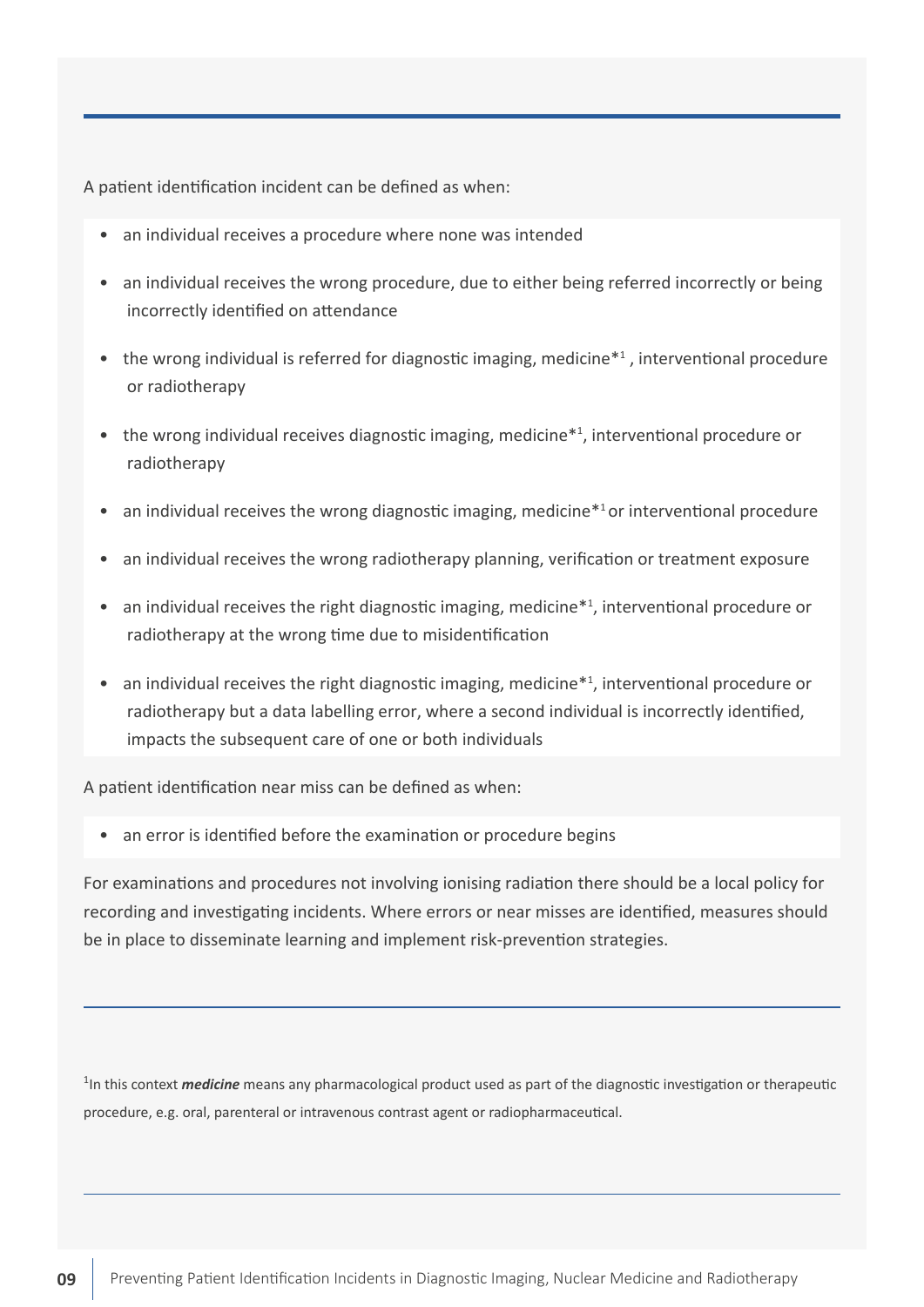A patient identification incident can be defined as when:

- an individual receives a procedure where none was intended
- an individual receives the wrong procedure, due to either being referred incorrectly or being incorrectly identified on attendance
- the wrong individual is referred for diagnostic imaging, medicine*[1] , interventional procedure or radiotherapy
- the wrong individual receives diagnostic imaging, medicine*[1], interventional procedure or radiotherapy
- an individual receives the wrong diagnostic imaging, medicine*[1] or interventional procedure
- an individual receives the wrong radiotherapy planning, verification or treatment exposure
- an individual receives the right diagnostic imaging, medicine*[1], interventional procedure or radiotherapy at the wrong time due to misidentification
- an individual receives the right diagnostic imaging, medicine*[1], interventional procedure or radiotherapy but a data labelling error, where a second individual is incorrectly identified, impacts the subsequent care of one or both individuals

A patient identification near miss can be defined as when:

- an error is identified before the examination or procedure begins

For examinations and procedures not involving ionising radiation there should be a local policy for recording and investigating incidents. Where errors or near misses are identified, measures should be in place to disseminate learning and implement risk-prevention strategies.

---

[1]In this context ***medicine*** means any pharmacological product used as part of the diagnostic investigation or therapeutic procedure, e.g. oral, parenteral or intravenous contrast agent or radiopharmaceutical.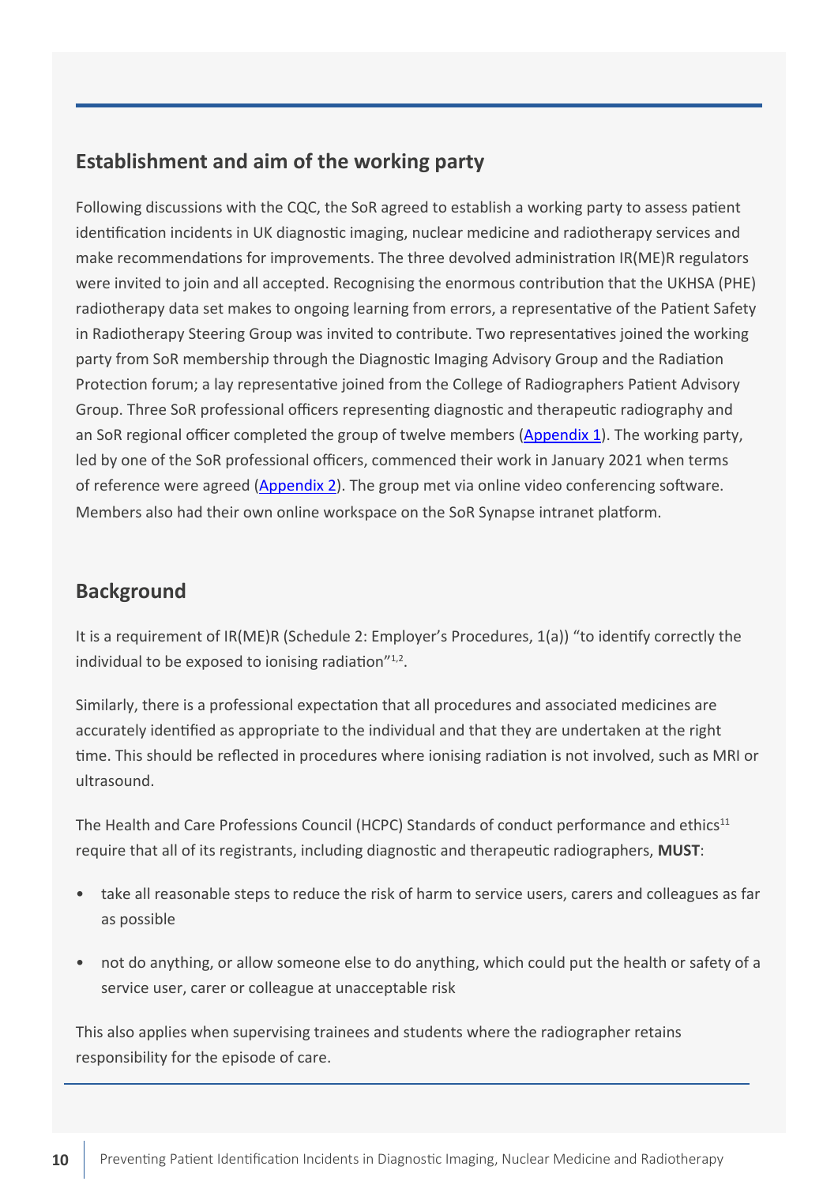## Establishment and aim of the working party

Following discussions with the CQC, the SoR agreed to establish a working party to assess patient identification incidents in UK diagnostic imaging, nuclear medicine and radiotherapy services and make recommendations for improvements. The three devolved administration IR(ME)R regulators were invited to join and all accepted. Recognising the enormous contribution that the UKHSA (PHE) radiotherapy data set makes to ongoing learning from errors, a representative of the Patient Safety in Radiotherapy Steering Group was invited to contribute. Two representatives joined the working party from SoR membership through the Diagnostic Imaging Advisory Group and the Radiation Protection forum; a lay representative joined from the College of Radiographers Patient Advisory Group. Three SoR professional officers representing diagnostic and therapeutic radiography and an SoR regional officer completed the group of twelve members (Appendix 1). The working party, led by one of the SoR professional officers, commenced their work in January 2021 when terms of reference were agreed (Appendix 2). The group met via online video conferencing software. Members also had their own online workspace on the SoR Synapse intranet platform.

## Background

It is a requirement of IR(ME)R (Schedule 2: Employer's Procedures, 1(a)) "to identify correctly the individual to be exposed to ionising radiation"[1,2].

Similarly, there is a professional expectation that all procedures and associated medicines are accurately identified as appropriate to the individual and that they are undertaken at the right time. This should be reflected in procedures where ionising radiation is not involved, such as MRI or ultrasound.

The Health and Care Professions Council (HCPC) Standards of conduct performance and ethics[11] require that all of its registrants, including diagnostic and therapeutic radiographers, **MUST**:

- take all reasonable steps to reduce the risk of harm to service users, carers and colleagues as far as possible
- not do anything, or allow someone else to do anything, which could put the health or safety of a service user, carer or colleague at unacceptable risk

This also applies when supervising trainees and students where the radiographer retains responsibility for the episode of care.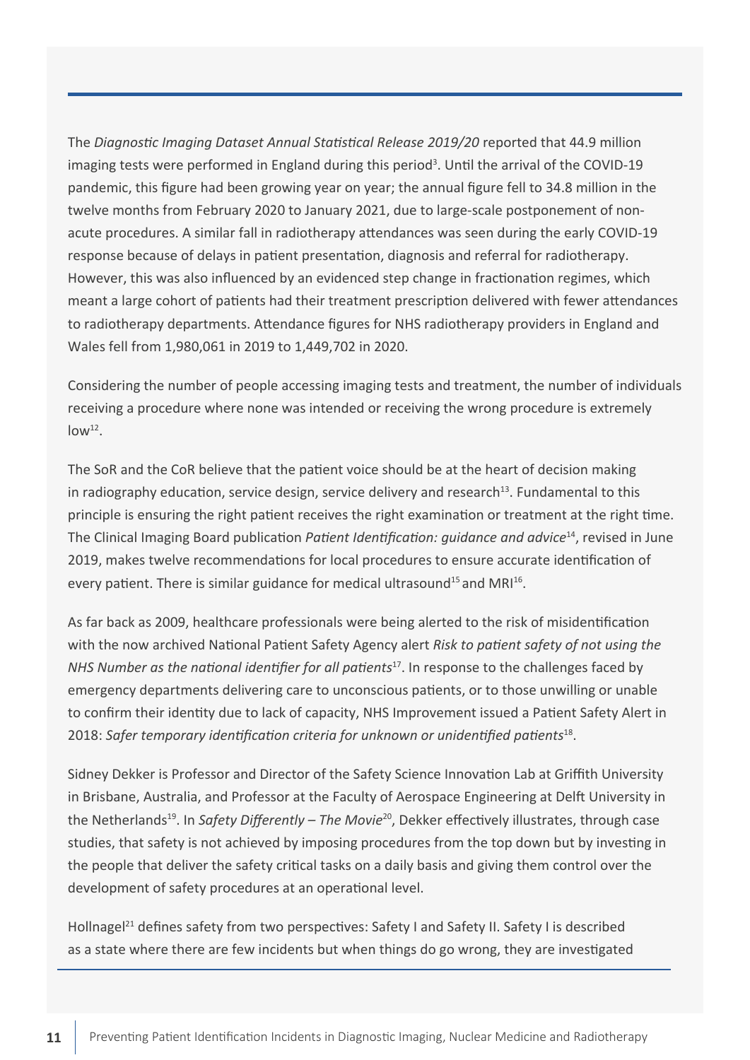The *Diagnostic Imaging Dataset Annual Statistical Release 2019/20* reported that 44.9 million imaging tests were performed in England during this period[3]. Until the arrival of the COVID-19 pandemic, this figure had been growing year on year; the annual figure fell to 34.8 million in the twelve months from February 2020 to January 2021, due to large-scale postponement of non-acute procedures. A similar fall in radiotherapy attendances was seen during the early COVID-19 response because of delays in patient presentation, diagnosis and referral for radiotherapy. However, this was also influenced by an evidenced step change in fractionation regimes, which meant a large cohort of patients had their treatment prescription delivered with fewer attendances to radiotherapy departments. Attendance figures for NHS radiotherapy providers in England and Wales fell from 1,980,061 in 2019 to 1,449,702 in 2020.

Considering the number of people accessing imaging tests and treatment, the number of individuals receiving a procedure where none was intended or receiving the wrong procedure is extremely low[12].

The SoR and the CoR believe that the patient voice should be at the heart of decision making in radiography education, service design, service delivery and research[13]. Fundamental to this principle is ensuring the right patient receives the right examination or treatment at the right time. The Clinical Imaging Board publication *Patient Identification: guidance and advice*[14], revised in June 2019, makes twelve recommendations for local procedures to ensure accurate identification of every patient. There is similar guidance for medical ultrasound[15] and MRI[16].

As far back as 2009, healthcare professionals were being alerted to the risk of misidentification with the now archived National Patient Safety Agency alert *Risk to patient safety of not using the NHS Number as the national identifier for all patients*[17]. In response to the challenges faced by emergency departments delivering care to unconscious patients, or to those unwilling or unable to confirm their identity due to lack of capacity, NHS Improvement issued a Patient Safety Alert in 2018: *Safer temporary identification criteria for unknown or unidentified patients*[18].

Sidney Dekker is Professor and Director of the Safety Science Innovation Lab at Griffith University in Brisbane, Australia, and Professor at the Faculty of Aerospace Engineering at Delft University in the Netherlands[19]. In *Safety Differently – The Movie*[20], Dekker effectively illustrates, through case studies, that safety is not achieved by imposing procedures from the top down but by investing in the people that deliver the safety critical tasks on a daily basis and giving them control over the development of safety procedures at an operational level.

Hollnagel[21] defines safety from two perspectives: Safety I and Safety II. Safety I is described as a state where there are few incidents but when things do go wrong, they are investigated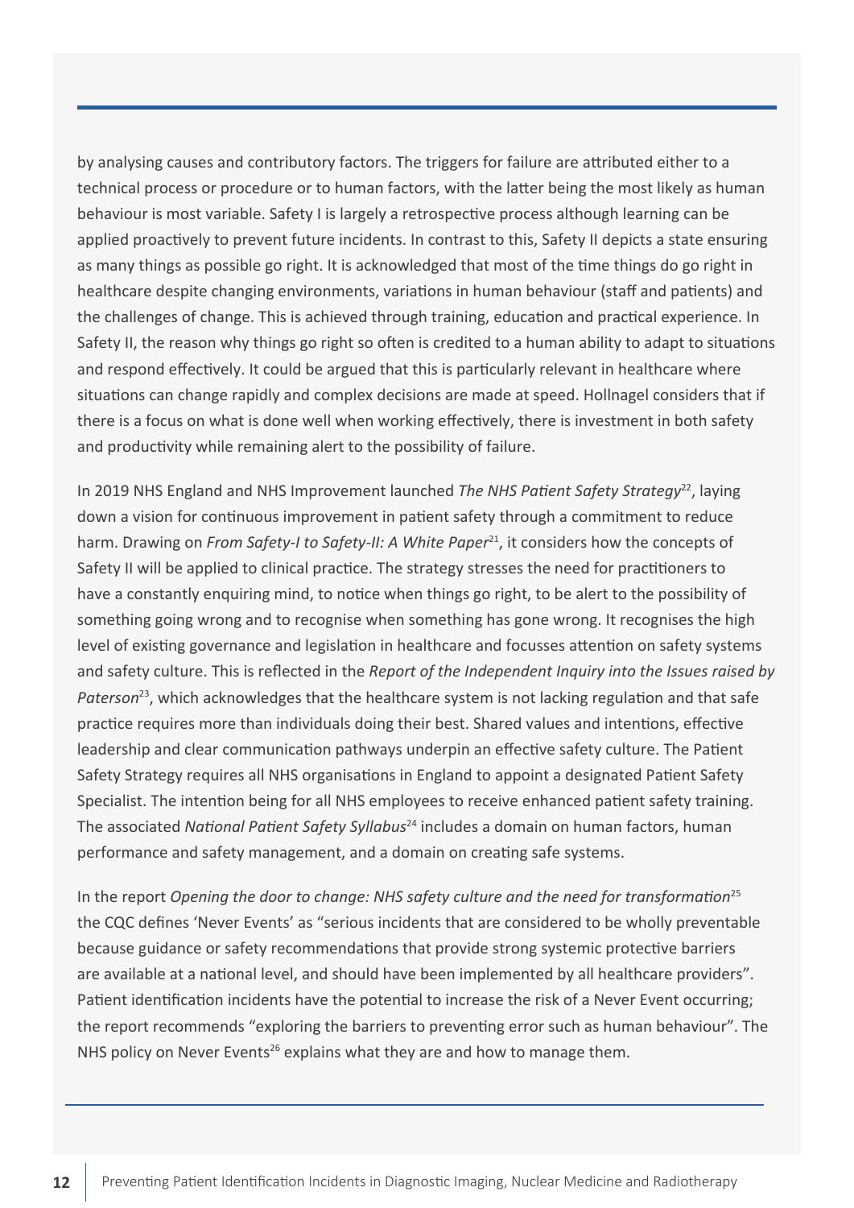by analysing causes and contributory factors. The triggers for failure are attributed either to a technical process or procedure or to human factors, with the latter being the most likely as human behaviour is most variable. Safety I is largely a retrospective process although learning can be applied proactively to prevent future incidents. In contrast to this, Safety II depicts a state ensuring as many things as possible go right. It is acknowledged that most of the time things do go right in healthcare despite changing environments, variations in human behaviour (staff and patients) and the challenges of change. This is achieved through training, education and practical experience. In Safety II, the reason why things go right so often is credited to a human ability to adapt to situations and respond effectively. It could be argued that this is particularly relevant in healthcare where situations can change rapidly and complex decisions are made at speed. Hollnagel considers that if there is a focus on what is done well when working effectively, there is investment in both safety and productivity while remaining alert to the possibility of failure.

In 2019 NHS England and NHS Improvement launched *The NHS Patient Safety Strategy*[22], laying down a vision for continuous improvement in patient safety through a commitment to reduce harm. Drawing on *From Safety-I to Safety-II: A White Paper*[21], it considers how the concepts of Safety II will be applied to clinical practice. The strategy stresses the need for practitioners to have a constantly enquiring mind, to notice when things go right, to be alert to the possibility of something going wrong and to recognise when something has gone wrong. It recognises the high level of existing governance and legislation in healthcare and focusses attention on safety systems and safety culture. This is reflected in the *Report of the Independent Inquiry into the Issues raised by Paterson*[23], which acknowledges that the healthcare system is not lacking regulation and that safe practice requires more than individuals doing their best. Shared values and intentions, effective leadership and clear communication pathways underpin an effective safety culture. The Patient Safety Strategy requires all NHS organisations in England to appoint a designated Patient Safety Specialist. The intention being for all NHS employees to receive enhanced patient safety training. The associated *National Patient Safety Syllabus*[24] includes a domain on human factors, human performance and safety management, and a domain on creating safe systems.

In the report *Opening the door to change: NHS safety culture and the need for transformation*[25] the CQC defines 'Never Events' as "serious incidents that are considered to be wholly preventable because guidance or safety recommendations that provide strong systemic protective barriers are available at a national level, and should have been implemented by all healthcare providers". Patient identification incidents have the potential to increase the risk of a Never Event occurring; the report recommends "exploring the barriers to preventing error such as human behaviour". The NHS policy on Never Events[26] explains what they are and how to manage them.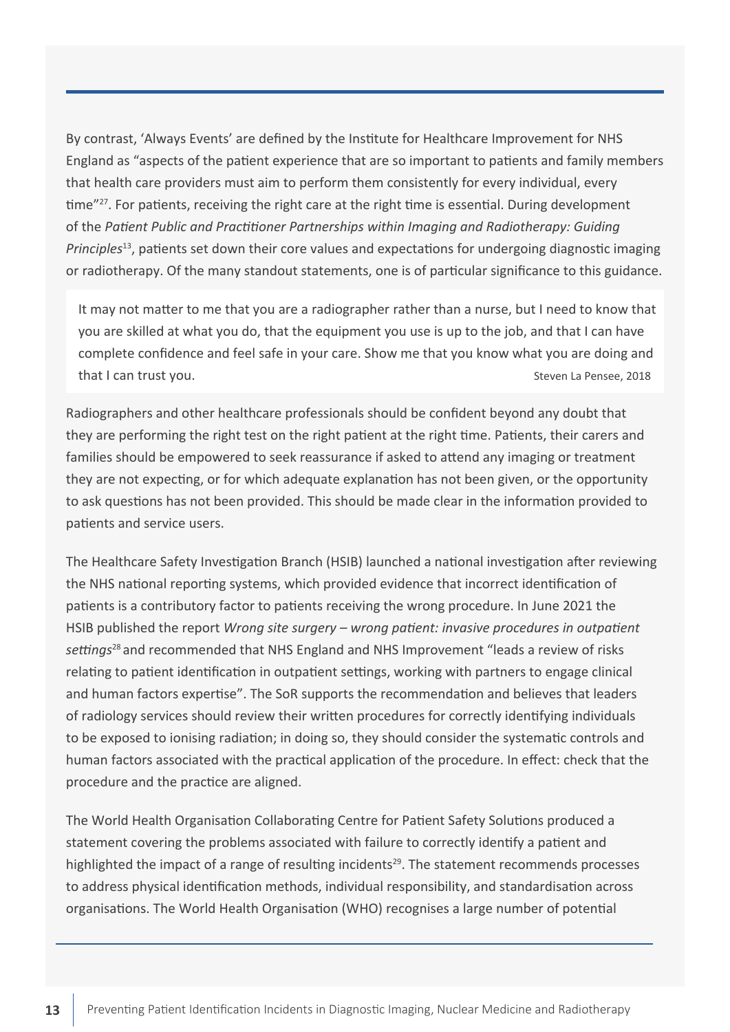By contrast, 'Always Events' are defined by the Institute for Healthcare Improvement for NHS England as "aspects of the patient experience that are so important to patients and family members that health care providers must aim to perform them consistently for every individual, every time"[27]. For patients, receiving the right care at the right time is essential. During development of the *Patient Public and Practitioner Partnerships within Imaging and Radiotherapy: Guiding Principles*[13], patients set down their core values and expectations for undergoing diagnostic imaging or radiotherapy. Of the many standout statements, one is of particular significance to this guidance.

> It may not matter to me that you are a radiographer rather than a nurse, but I need to know that you are skilled at what you do, that the equipment you use is up to the job, and that I can have complete confidence and feel safe in your care. Show me that you know what you are doing and that I can trust you.
>
> Steven La Pensee, 2018

Radiographers and other healthcare professionals should be confident beyond any doubt that they are performing the right test on the right patient at the right time. Patients, their carers and families should be empowered to seek reassurance if asked to attend any imaging or treatment they are not expecting, or for which adequate explanation has not been given, or the opportunity to ask questions has not been provided. This should be made clear in the information provided to patients and service users.

The Healthcare Safety Investigation Branch (HSIB) launched a national investigation after reviewing the NHS national reporting systems, which provided evidence that incorrect identification of patients is a contributory factor to patients receiving the wrong procedure. In June 2021 the HSIB published the report *Wrong site surgery – wrong patient: invasive procedures in outpatient settings*[28] and recommended that NHS England and NHS Improvement "leads a review of risks relating to patient identification in outpatient settings, working with partners to engage clinical and human factors expertise". The SoR supports the recommendation and believes that leaders of radiology services should review their written procedures for correctly identifying individuals to be exposed to ionising radiation; in doing so, they should consider the systematic controls and human factors associated with the practical application of the procedure. In effect: check that the procedure and the practice are aligned.

The World Health Organisation Collaborating Centre for Patient Safety Solutions produced a statement covering the problems associated with failure to correctly identify a patient and highlighted the impact of a range of resulting incidents[29]. The statement recommends processes to address physical identification methods, individual responsibility, and standardisation across organisations. The World Health Organisation (WHO) recognises a large number of potential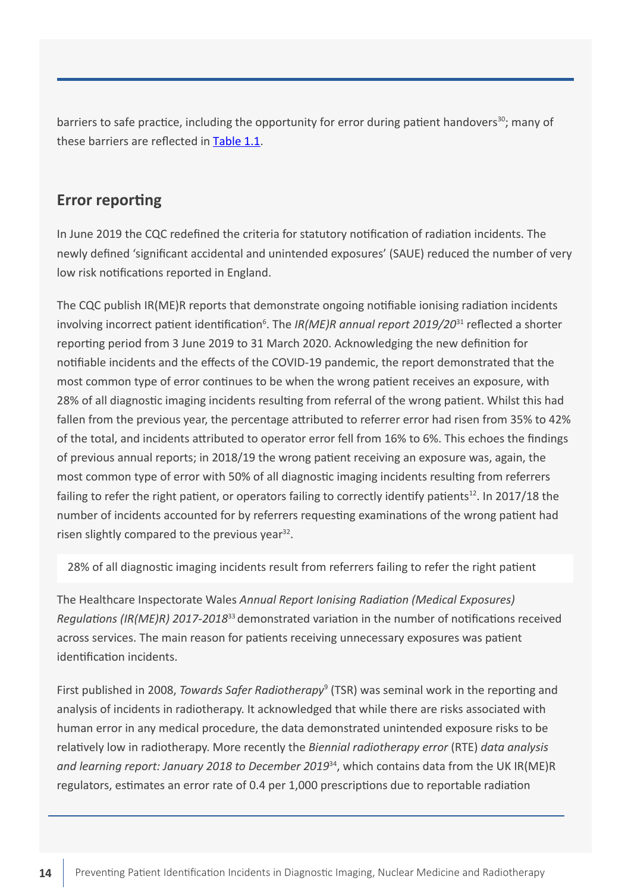barriers to safe practice, including the opportunity for error during patient handovers[30]; many of these barriers are reflected in Table 1.1.

## Error reporting

In June 2019 the CQC redefined the criteria for statutory notification of radiation incidents. The newly defined 'significant accidental and unintended exposures' (SAUE) reduced the number of very low risk notifications reported in England.

The CQC publish IR(ME)R reports that demonstrate ongoing notifiable ionising radiation incidents involving incorrect patient identification[6]. The *IR(ME)R annual report 2019/20*[31] reflected a shorter reporting period from 3 June 2019 to 31 March 2020. Acknowledging the new definition for notifiable incidents and the effects of the COVID-19 pandemic, the report demonstrated that the most common type of error continues to be when the wrong patient receives an exposure, with 28% of all diagnostic imaging incidents resulting from referral of the wrong patient. Whilst this had fallen from the previous year, the percentage attributed to referrer error had risen from 35% to 42% of the total, and incidents attributed to operator error fell from 16% to 6%. This echoes the findings of previous annual reports; in 2018/19 the wrong patient receiving an exposure was, again, the most common type of error with 50% of all diagnostic imaging incidents resulting from referrers failing to refer the right patient, or operators failing to correctly identify patients[12]. In 2017/18 the number of incidents accounted for by referrers requesting examinations of the wrong patient had risen slightly compared to the previous year[32].

> 28% of all diagnostic imaging incidents result from referrers failing to refer the right patient

The Healthcare Inspectorate Wales *Annual Report Ionising Radiation (Medical Exposures) Regulations (IR(ME)R) 2017-2018*[33] demonstrated variation in the number of notifications received across services. The main reason for patients receiving unnecessary exposures was patient identification incidents.

First published in 2008, *Towards Safer Radiotherapy*[9] (TSR) was seminal work in the reporting and analysis of incidents in radiotherapy. It acknowledged that while there are risks associated with human error in any medical procedure, the data demonstrated unintended exposure risks to be relatively low in radiotherapy. More recently the *Biennial radiotherapy error* (RTE) *data analysis and learning report: January 2018 to December 2019*[34], which contains data from the UK IR(ME)R regulators, estimates an error rate of 0.4 per 1,000 prescriptions due to reportable radiation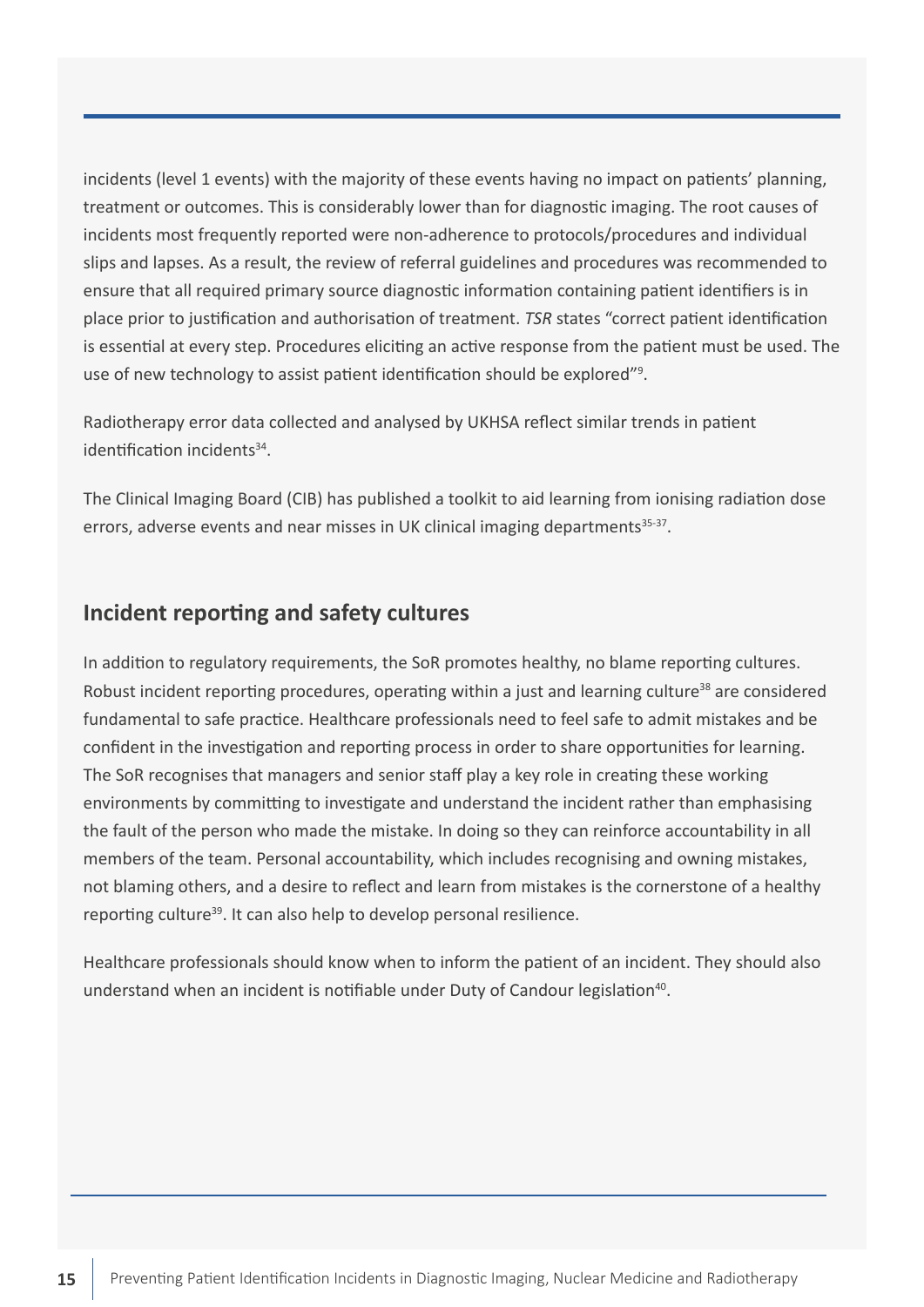incidents (level 1 events) with the majority of these events having no impact on patients' planning, treatment or outcomes. This is considerably lower than for diagnostic imaging. The root causes of incidents most frequently reported were non-adherence to protocols/procedures and individual slips and lapses. As a result, the review of referral guidelines and procedures was recommended to ensure that all required primary source diagnostic information containing patient identifiers is in place prior to justification and authorisation of treatment. *TSR* states "correct patient identification is essential at every step. Procedures eliciting an active response from the patient must be used. The use of new technology to assist patient identification should be explored"[9].

Radiotherapy error data collected and analysed by UKHSA reflect similar trends in patient identification incidents[34].

The Clinical Imaging Board (CIB) has published a toolkit to aid learning from ionising radiation dose errors, adverse events and near misses in UK clinical imaging departments[35-37].

## Incident reporting and safety cultures

In addition to regulatory requirements, the SoR promotes healthy, no blame reporting cultures. Robust incident reporting procedures, operating within a just and learning culture[38] are considered fundamental to safe practice. Healthcare professionals need to feel safe to admit mistakes and be confident in the investigation and reporting process in order to share opportunities for learning. The SoR recognises that managers and senior staff play a key role in creating these working environments by committing to investigate and understand the incident rather than emphasising the fault of the person who made the mistake. In doing so they can reinforce accountability in all members of the team. Personal accountability, which includes recognising and owning mistakes, not blaming others, and a desire to reflect and learn from mistakes is the cornerstone of a healthy reporting culture[39]. It can also help to develop personal resilience.

Healthcare professionals should know when to inform the patient of an incident. They should also understand when an incident is notifiable under Duty of Candour legislation[40].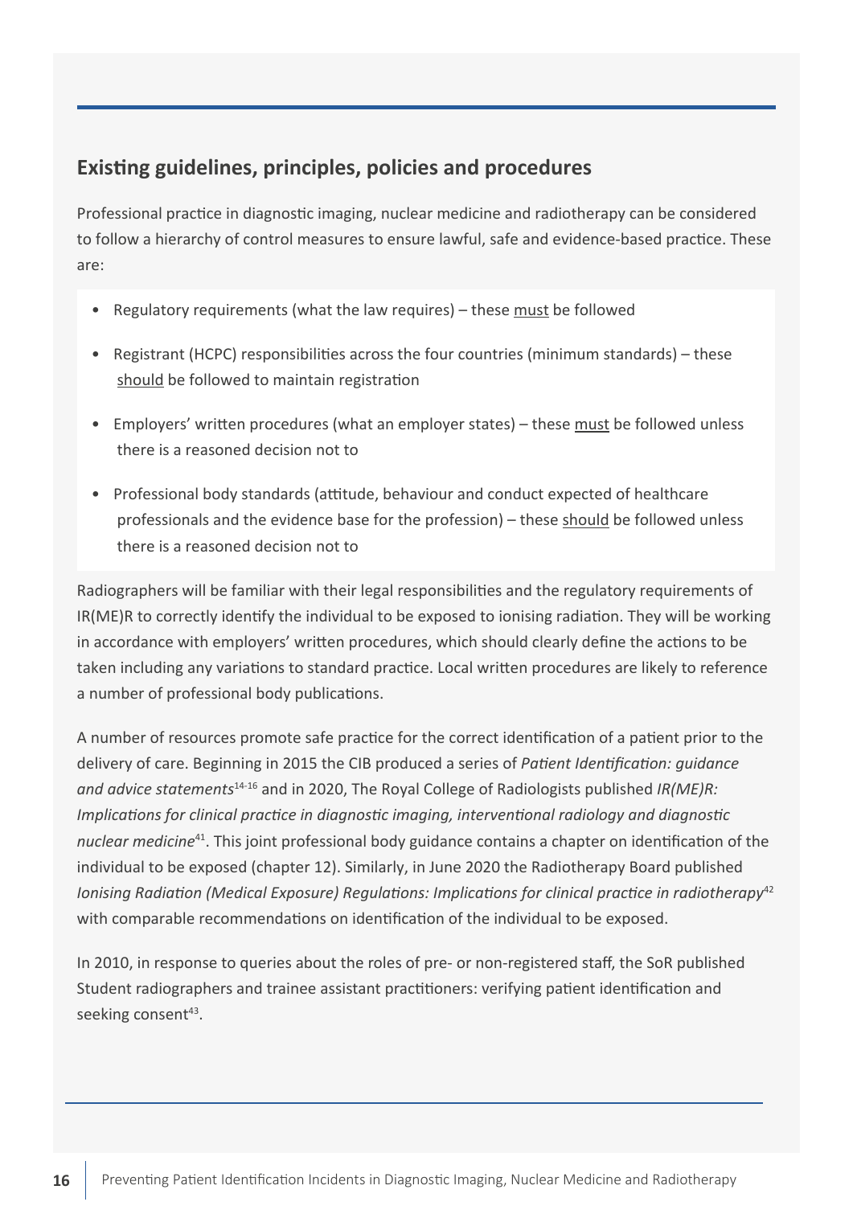## Existing guidelines, principles, policies and procedures

Professional practice in diagnostic imaging, nuclear medicine and radiotherapy can be considered to follow a hierarchy of control measures to ensure lawful, safe and evidence-based practice. These are:

- Regulatory requirements (what the law requires) – these <u>must</u> be followed
- Registrant (HCPC) responsibilities across the four countries (minimum standards) – these <u>should</u> be followed to maintain registration
- Employers' written procedures (what an employer states) – these <u>must</u> be followed unless there is a reasoned decision not to
- Professional body standards (attitude, behaviour and conduct expected of healthcare professionals and the evidence base for the profession) – these <u>should</u> be followed unless there is a reasoned decision not to

Radiographers will be familiar with their legal responsibilities and the regulatory requirements of IR(ME)R to correctly identify the individual to be exposed to ionising radiation. They will be working in accordance with employers' written procedures, which should clearly define the actions to be taken including any variations to standard practice. Local written procedures are likely to reference a number of professional body publications.

A number of resources promote safe practice for the correct identification of a patient prior to the delivery of care. Beginning in 2015 the CIB produced a series of *Patient Identification: guidance and advice statements*[14-16] and in 2020, The Royal College of Radiologists published *IR(ME)R: Implications for clinical practice in diagnostic imaging, interventional radiology and diagnostic nuclear medicine*[41]. This joint professional body guidance contains a chapter on identification of the individual to be exposed (chapter 12). Similarly, in June 2020 the Radiotherapy Board published *Ionising Radiation (Medical Exposure) Regulations: Implications for clinical practice in radiotherapy*[42] with comparable recommendations on identification of the individual to be exposed.

In 2010, in response to queries about the roles of pre- or non-registered staff, the SoR published Student radiographers and trainee assistant practitioners: verifying patient identification and seeking consent[43].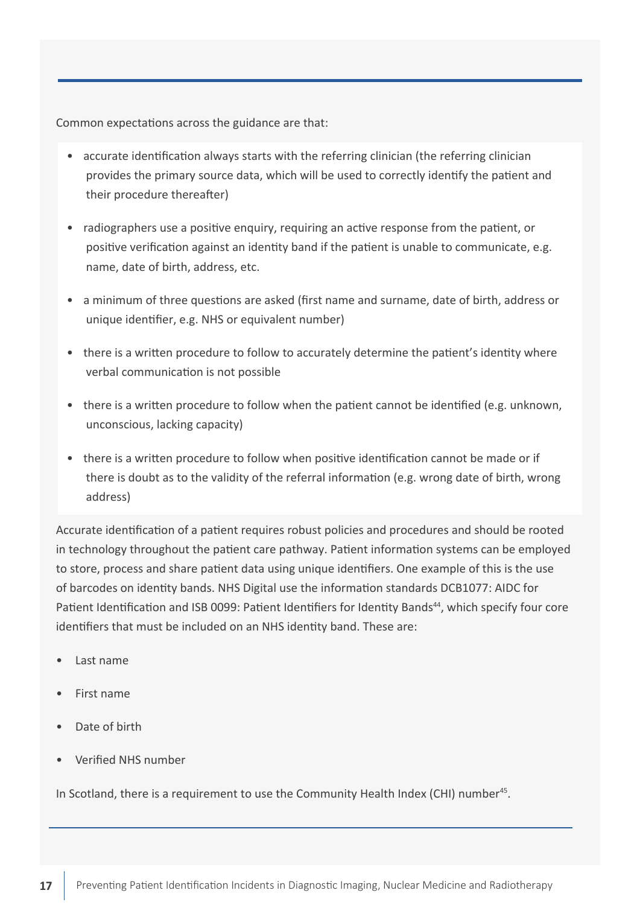Common expectations across the guidance are that:

- accurate identification always starts with the referring clinician (the referring clinician provides the primary source data, which will be used to correctly identify the patient and their procedure thereafter)
- radiographers use a positive enquiry, requiring an active response from the patient, or positive verification against an identity band if the patient is unable to communicate, e.g. name, date of birth, address, etc.
- a minimum of three questions are asked (first name and surname, date of birth, address or unique identifier, e.g. NHS or equivalent number)
- there is a written procedure to follow to accurately determine the patient's identity where verbal communication is not possible
- there is a written procedure to follow when the patient cannot be identified (e.g. unknown, unconscious, lacking capacity)
- there is a written procedure to follow when positive identification cannot be made or if there is doubt as to the validity of the referral information (e.g. wrong date of birth, wrong address)

Accurate identification of a patient requires robust policies and procedures and should be rooted in technology throughout the patient care pathway. Patient information systems can be employed to store, process and share patient data using unique identifiers. One example of this is the use of barcodes on identity bands. NHS Digital use the information standards DCB1077: AIDC for Patient Identification and ISB 0099: Patient Identifiers for Identity Bands[44], which specify four core identifiers that must be included on an NHS identity band. These are:

- Last name
- First name
- Date of birth
- Verified NHS number

In Scotland, there is a requirement to use the Community Health Index (CHI) number[45].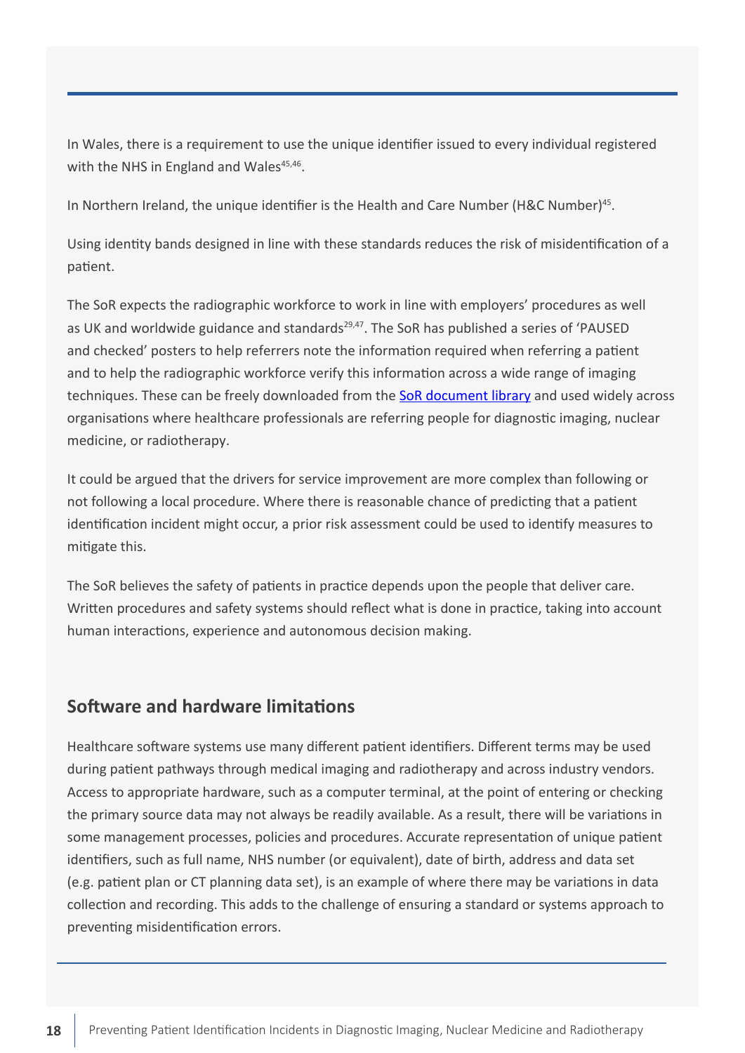In Wales, there is a requirement to use the unique identifier issued to every individual registered with the NHS in England and Wales[45,46].

In Northern Ireland, the unique identifier is the Health and Care Number (H&C Number)[45].

Using identity bands designed in line with these standards reduces the risk of misidentification of a patient.

The SoR expects the radiographic workforce to work in line with employers' procedures as well as UK and worldwide guidance and standards[29,47]. The SoR has published a series of 'PAUSED and checked' posters to help referrers note the information required when referring a patient and to help the radiographic workforce verify this information across a wide range of imaging techniques. These can be freely downloaded from the SoR document library and used widely across organisations where healthcare professionals are referring people for diagnostic imaging, nuclear medicine, or radiotherapy.

It could be argued that the drivers for service improvement are more complex than following or not following a local procedure. Where there is reasonable chance of predicting that a patient identification incident might occur, a prior risk assessment could be used to identify measures to mitigate this.

The SoR believes the safety of patients in practice depends upon the people that deliver care. Written procedures and safety systems should reflect what is done in practice, taking into account human interactions, experience and autonomous decision making.

## Software and hardware limitations

Healthcare software systems use many different patient identifiers. Different terms may be used during patient pathways through medical imaging and radiotherapy and across industry vendors. Access to appropriate hardware, such as a computer terminal, at the point of entering or checking the primary source data may not always be readily available. As a result, there will be variations in some management processes, policies and procedures. Accurate representation of unique patient identifiers, such as full name, NHS number (or equivalent), date of birth, address and data set (e.g. patient plan or CT planning data set), is an example of where there may be variations in data collection and recording. This adds to the challenge of ensuring a standard or systems approach to preventing misidentification errors.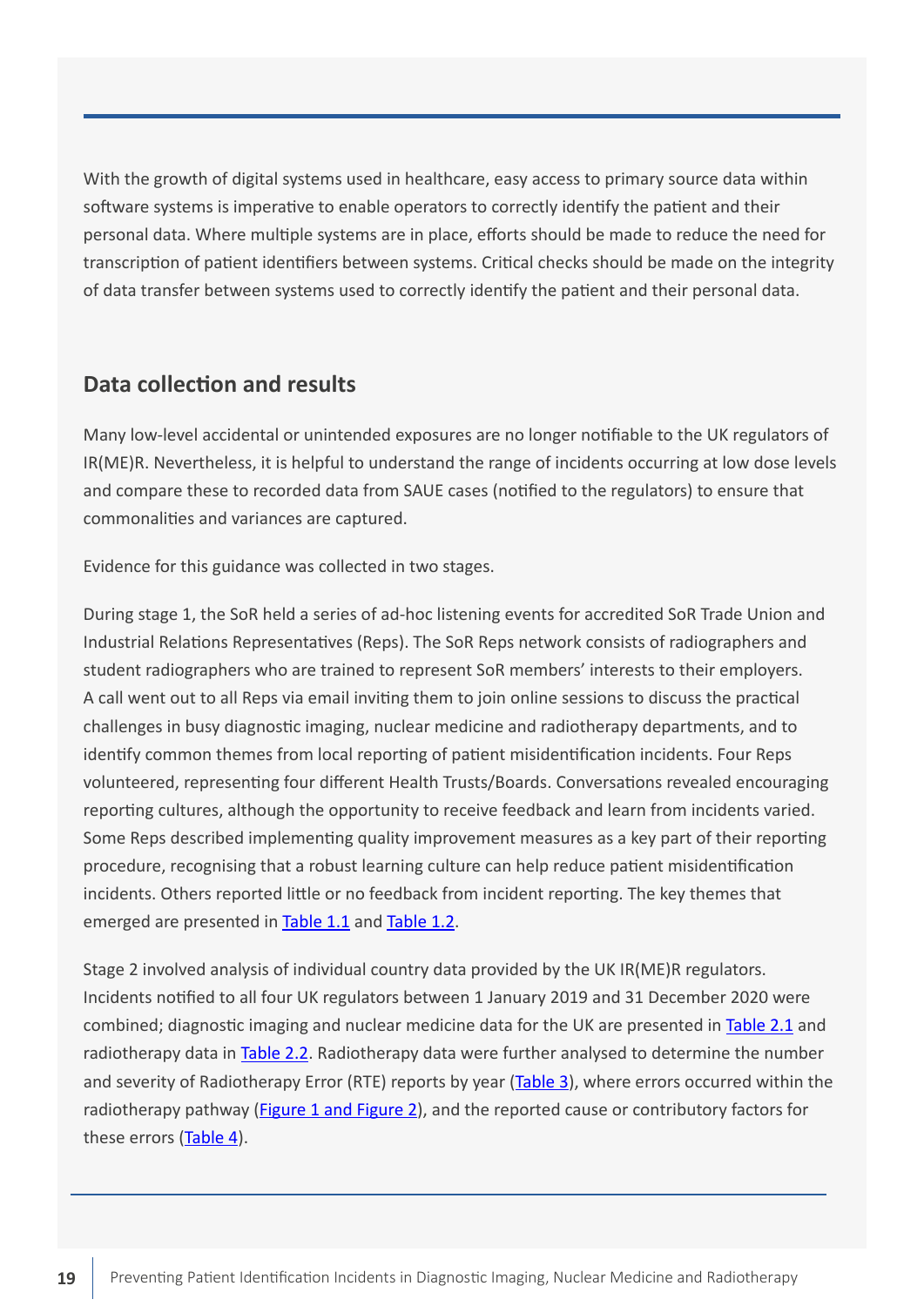With the growth of digital systems used in healthcare, easy access to primary source data within software systems is imperative to enable operators to correctly identify the patient and their personal data. Where multiple systems are in place, efforts should be made to reduce the need for transcription of patient identifiers between systems. Critical checks should be made on the integrity of data transfer between systems used to correctly identify the patient and their personal data.

## Data collection and results

Many low-level accidental or unintended exposures are no longer notifiable to the UK regulators of IR(ME)R. Nevertheless, it is helpful to understand the range of incidents occurring at low dose levels and compare these to recorded data from SAUE cases (notified to the regulators) to ensure that commonalities and variances are captured.

Evidence for this guidance was collected in two stages.

During stage 1, the SoR held a series of ad-hoc listening events for accredited SoR Trade Union and Industrial Relations Representatives (Reps). The SoR Reps network consists of radiographers and student radiographers who are trained to represent SoR members' interests to their employers. A call went out to all Reps via email inviting them to join online sessions to discuss the practical challenges in busy diagnostic imaging, nuclear medicine and radiotherapy departments, and to identify common themes from local reporting of patient misidentification incidents. Four Reps volunteered, representing four different Health Trusts/Boards. Conversations revealed encouraging reporting cultures, although the opportunity to receive feedback and learn from incidents varied. Some Reps described implementing quality improvement measures as a key part of their reporting procedure, recognising that a robust learning culture can help reduce patient misidentification incidents. Others reported little or no feedback from incident reporting. The key themes that emerged are presented in Table 1.1 and Table 1.2.

Stage 2 involved analysis of individual country data provided by the UK IR(ME)R regulators. Incidents notified to all four UK regulators between 1 January 2019 and 31 December 2020 were combined; diagnostic imaging and nuclear medicine data for the UK are presented in Table 2.1 and radiotherapy data in Table 2.2. Radiotherapy data were further analysed to determine the number and severity of Radiotherapy Error (RTE) reports by year (Table 3), where errors occurred within the radiotherapy pathway (Figure 1 and Figure 2), and the reported cause or contributory factors for these errors (Table 4).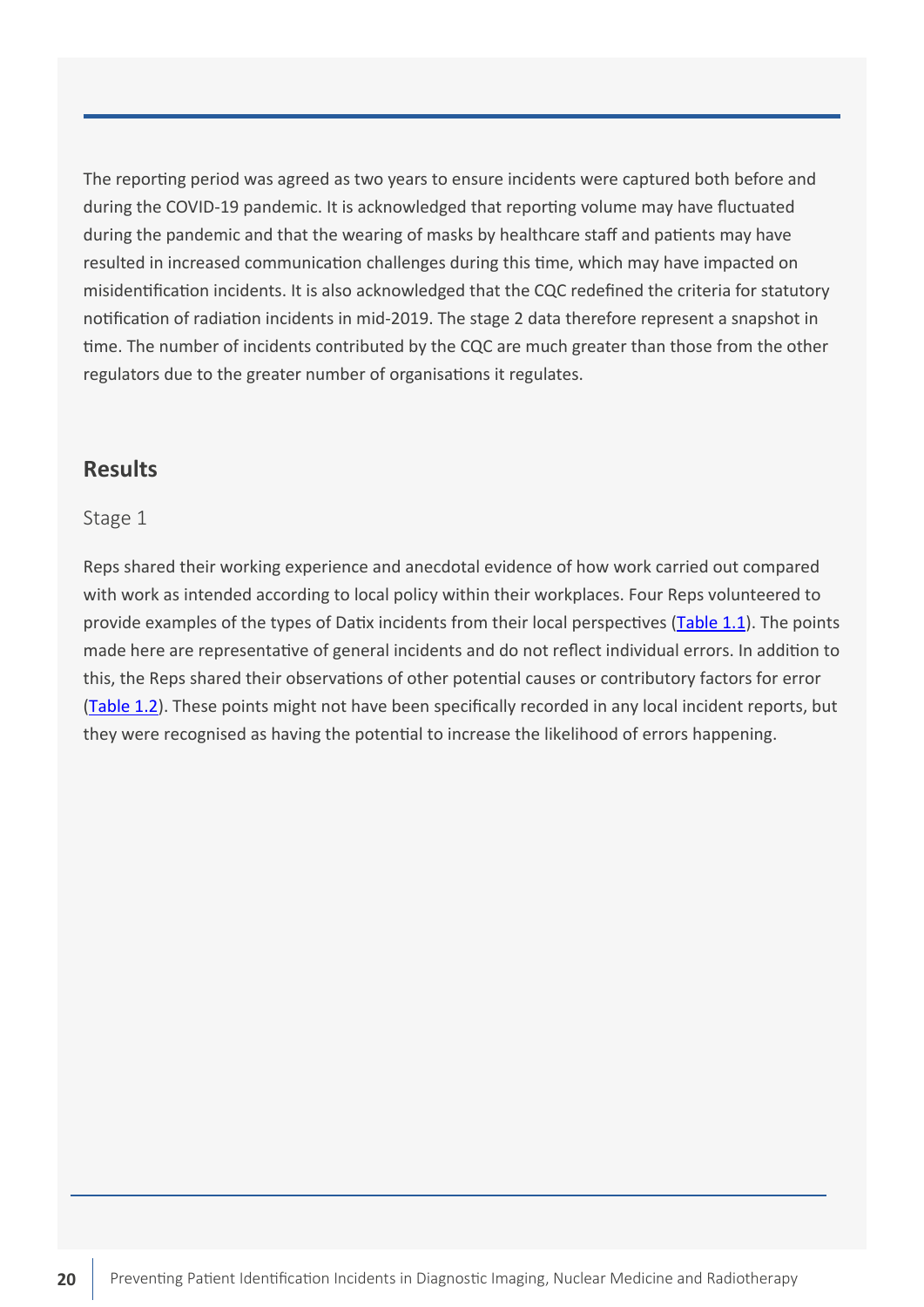The reporting period was agreed as two years to ensure incidents were captured both before and during the COVID-19 pandemic. It is acknowledged that reporting volume may have fluctuated during the pandemic and that the wearing of masks by healthcare staff and patients may have resulted in increased communication challenges during this time, which may have impacted on misidentification incidents. It is also acknowledged that the CQC redefined the criteria for statutory notification of radiation incidents in mid-2019. The stage 2 data therefore represent a snapshot in time. The number of incidents contributed by the CQC are much greater than those from the other regulators due to the greater number of organisations it regulates.

## Results

### Stage 1

Reps shared their working experience and anecdotal evidence of how work carried out compared with work as intended according to local policy within their workplaces. Four Reps volunteered to provide examples of the types of Datix incidents from their local perspectives (Table 1.1). The points made here are representative of general incidents and do not reflect individual errors. In addition to this, the Reps shared their observations of other potential causes or contributory factors for error (Table 1.2). These points might not have been specifically recorded in any local incident reports, but they were recognised as having the potential to increase the likelihood of errors happening.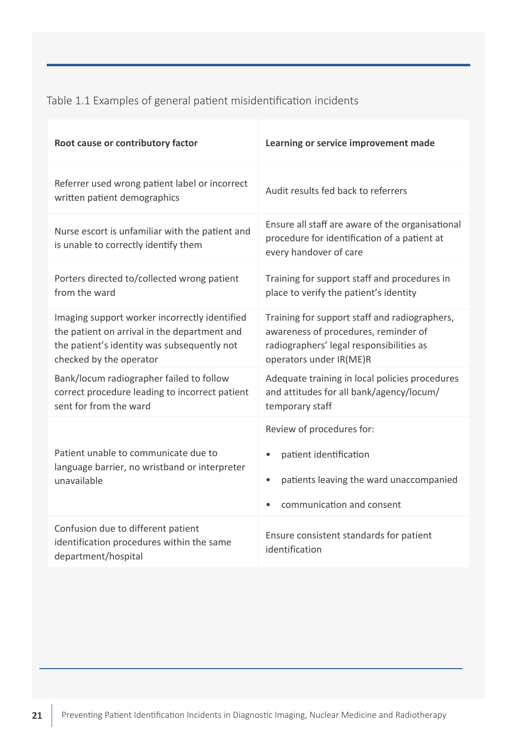Table 1.1 Examples of general patient misidentification incidents

| Root cause or contributory factor | Learning or service improvement made |
|---|---|
| Referrer used wrong patient label or incorrect written patient demographics | Audit results fed back to referrers |
| Nurse escort is unfamiliar with the patient and is unable to correctly identify them | Ensure all staff are aware of the organisational procedure for identification of a patient at every handover of care |
| Porters directed to/collected wrong patient from the ward | Training for support staff and procedures in place to verify the patient's identity |
| Imaging support worker incorrectly identified the patient on arrival in the department and the patient's identity was subsequently not checked by the operator | Training for support staff and radiographers, awareness of procedures, reminder of radiographers' legal responsibilities as operators under IR(ME)R |
| Bank/locum radiographer failed to follow correct procedure leading to incorrect patient sent for from the ward | Adequate training in local policies procedures and attitudes for all bank/agency/locum/ temporary staff |
| Patient unable to communicate due to language barrier, no wristband or interpreter unavailable | Review of procedures for:<br>• patient identification<br>• patients leaving the ward unaccompanied<br>• communication and consent |
| Confusion due to different patient identification procedures within the same department/hospital | Ensure consistent standards for patient identification |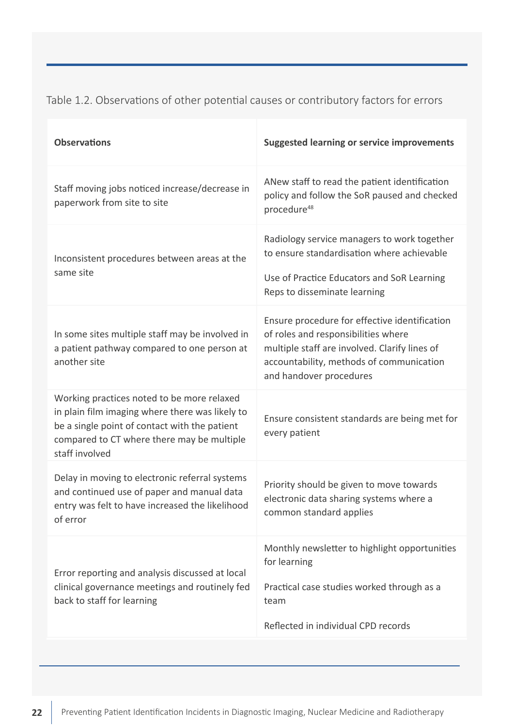Table 1.2. Observations of other potential causes or contributory factors for errors

| Observations | Suggested learning or service improvements |
|---|---|
| Staff moving jobs noticed increase/decrease in paperwork from site to site | ANew staff to read the patient identification policy and follow the SoR paused and checked procedure[48] |
| Inconsistent procedures between areas at the same site | Radiology service managers to work together to ensure standardisation where achievable<br><br>Use of Practice Educators and SoR Learning Reps to disseminate learning |
| In some sites multiple staff may be involved in a patient pathway compared to one person at another site | Ensure procedure for effective identification of roles and responsibilities where multiple staff are involved. Clarify lines of accountability, methods of communication and handover procedures |
| Working practices noted to be more relaxed in plain film imaging where there was likely to be a single point of contact with the patient compared to CT where there may be multiple staff involved | Ensure consistent standards are being met for every patient |
| Delay in moving to electronic referral systems and continued use of paper and manual data entry was felt to have increased the likelihood of error | Priority should be given to move towards electronic data sharing systems where a common standard applies |
| Error reporting and analysis discussed at local clinical governance meetings and routinely fed back to staff for learning | Monthly newsletter to highlight opportunities for learning<br><br>Practical case studies worked through as a team<br><br>Reflected in individual CPD records |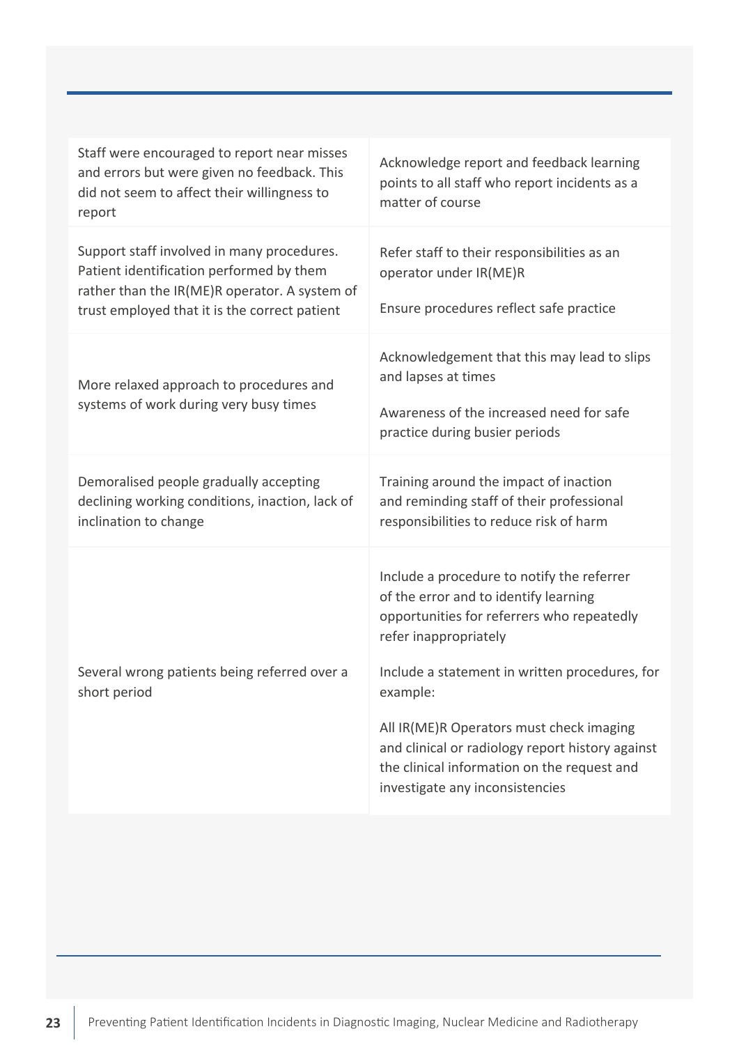| | |
|---|---|
| Staff were encouraged to report near misses and errors but were given no feedback. This did not seem to affect their willingness to report | Acknowledge report and feedback learning points to all staff who report incidents as a matter of course |
| Support staff involved in many procedures. Patient identification performed by them rather than the IR(ME)R operator. A system of trust employed that it is the correct patient | Refer staff to their responsibilities as an operator under IR(ME)R<br><br>Ensure procedures reflect safe practice |
| More relaxed approach to procedures and systems of work during very busy times | Acknowledgement that this may lead to slips and lapses at times<br><br>Awareness of the increased need for safe practice during busier periods |
| Demoralised people gradually accepting declining working conditions, inaction, lack of inclination to change | Training around the impact of inaction and reminding staff of their professional responsibilities to reduce risk of harm |
| Several wrong patients being referred over a short period | Include a procedure to notify the referrer of the error and to identify learning opportunities for referrers who repeatedly refer inappropriately<br><br>Include a statement in written procedures, for example:<br><br>All IR(ME)R Operators must check imaging and clinical or radiology report history against the clinical information on the request and investigate any inconsistencies |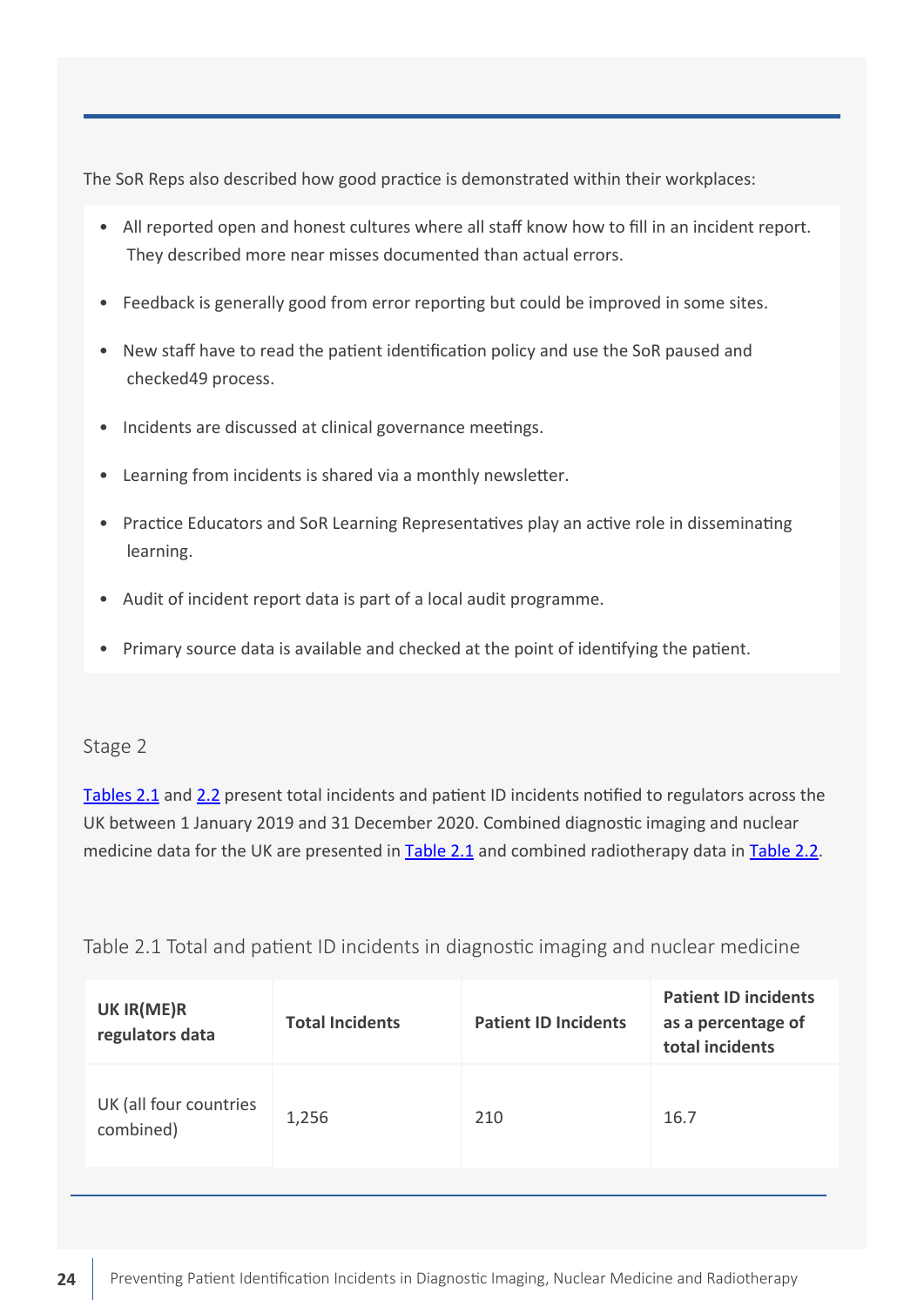The SoR Reps also described how good practice is demonstrated within their workplaces:

- All reported open and honest cultures where all staff know how to fill in an incident report. They described more near misses documented than actual errors.
- Feedback is generally good from error reporting but could be improved in some sites.
- New staff have to read the patient identification policy and use the SoR paused and checked[49] process.
- Incidents are discussed at clinical governance meetings.
- Learning from incidents is shared via a monthly newsletter.
- Practice Educators and SoR Learning Representatives play an active role in disseminating learning.
- Audit of incident report data is part of a local audit programme.
- Primary source data is available and checked at the point of identifying the patient.

## Stage 2

Tables 2.1 and 2.2 present total incidents and patient ID incidents notified to regulators across the UK between 1 January 2019 and 31 December 2020. Combined diagnostic imaging and nuclear medicine data for the UK are presented in Table 2.1 and combined radiotherapy data in Table 2.2.

Table 2.1 Total and patient ID incidents in diagnostic imaging and nuclear medicine

| UK IR(ME)R regulators data | Total Incidents | Patient ID Incidents | Patient ID incidents as a percentage of total incidents |
|---|---|---|---|
| UK (all four countries combined) | 1,256 | 210 | 16.7 |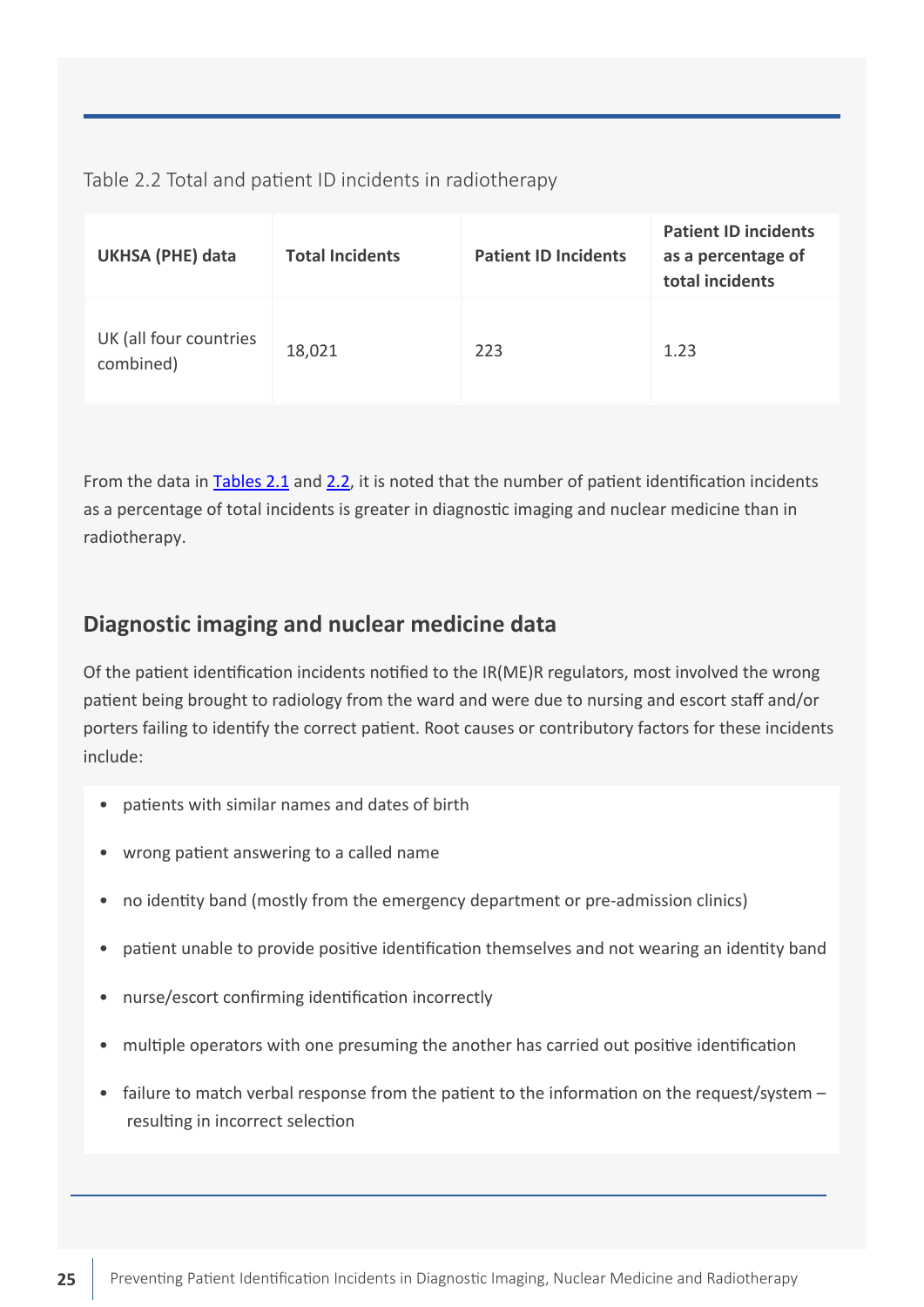Table 2.2 Total and patient ID incidents in radiotherapy

| UKHSA (PHE) data | Total Incidents | Patient ID Incidents | Patient ID incidents as a percentage of total incidents |
|---|---|---|---|
| UK (all four countries combined) | 18,021 | 223 | 1.23 |

From the data in Tables 2.1 and 2.2, it is noted that the number of patient identification incidents as a percentage of total incidents is greater in diagnostic imaging and nuclear medicine than in radiotherapy.

## Diagnostic imaging and nuclear medicine data

Of the patient identification incidents notified to the IR(ME)R regulators, most involved the wrong patient being brought to radiology from the ward and were due to nursing and escort staff and/or porters failing to identify the correct patient. Root causes or contributory factors for these incidents include:

- patients with similar names and dates of birth
- wrong patient answering to a called name
- no identity band (mostly from the emergency department or pre-admission clinics)
- patient unable to provide positive identification themselves and not wearing an identity band
- nurse/escort confirming identification incorrectly
- multiple operators with one presuming the another has carried out positive identification
- failure to match verbal response from the patient to the information on the request/system – resulting in incorrect selection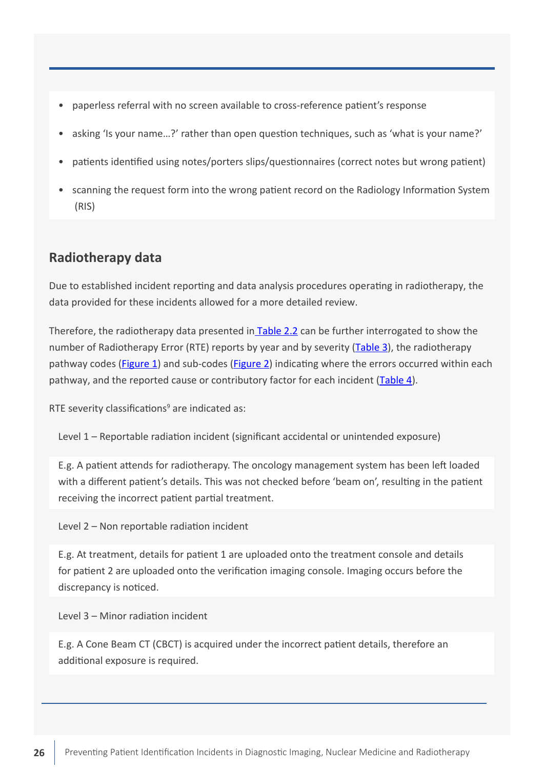- paperless referral with no screen available to cross-reference patient's response
- asking 'Is your name…?' rather than open question techniques, such as 'what is your name?'
- patients identified using notes/porters slips/questionnaires (correct notes but wrong patient)
- scanning the request form into the wrong patient record on the Radiology Information System (RIS)

## Radiotherapy data

Due to established incident reporting and data analysis procedures operating in radiotherapy, the data provided for these incidents allowed for a more detailed review.

Therefore, the radiotherapy data presented in Table 2.2 can be further interrogated to show the number of Radiotherapy Error (RTE) reports by year and by severity (Table 3), the radiotherapy pathway codes (Figure 1) and sub-codes (Figure 2) indicating where the errors occurred within each pathway, and the reported cause or contributory factor for each incident (Table 4).

RTE severity classifications[9] are indicated as:

Level 1 – Reportable radiation incident (significant accidental or unintended exposure)

E.g. A patient attends for radiotherapy. The oncology management system has been left loaded with a different patient's details. This was not checked before 'beam on', resulting in the patient receiving the incorrect patient partial treatment.

Level 2 – Non reportable radiation incident

E.g. At treatment, details for patient 1 are uploaded onto the treatment console and details for patient 2 are uploaded onto the verification imaging console. Imaging occurs before the discrepancy is noticed.

Level 3 – Minor radiation incident

E.g. A Cone Beam CT (CBCT) is acquired under the incorrect patient details, therefore an additional exposure is required.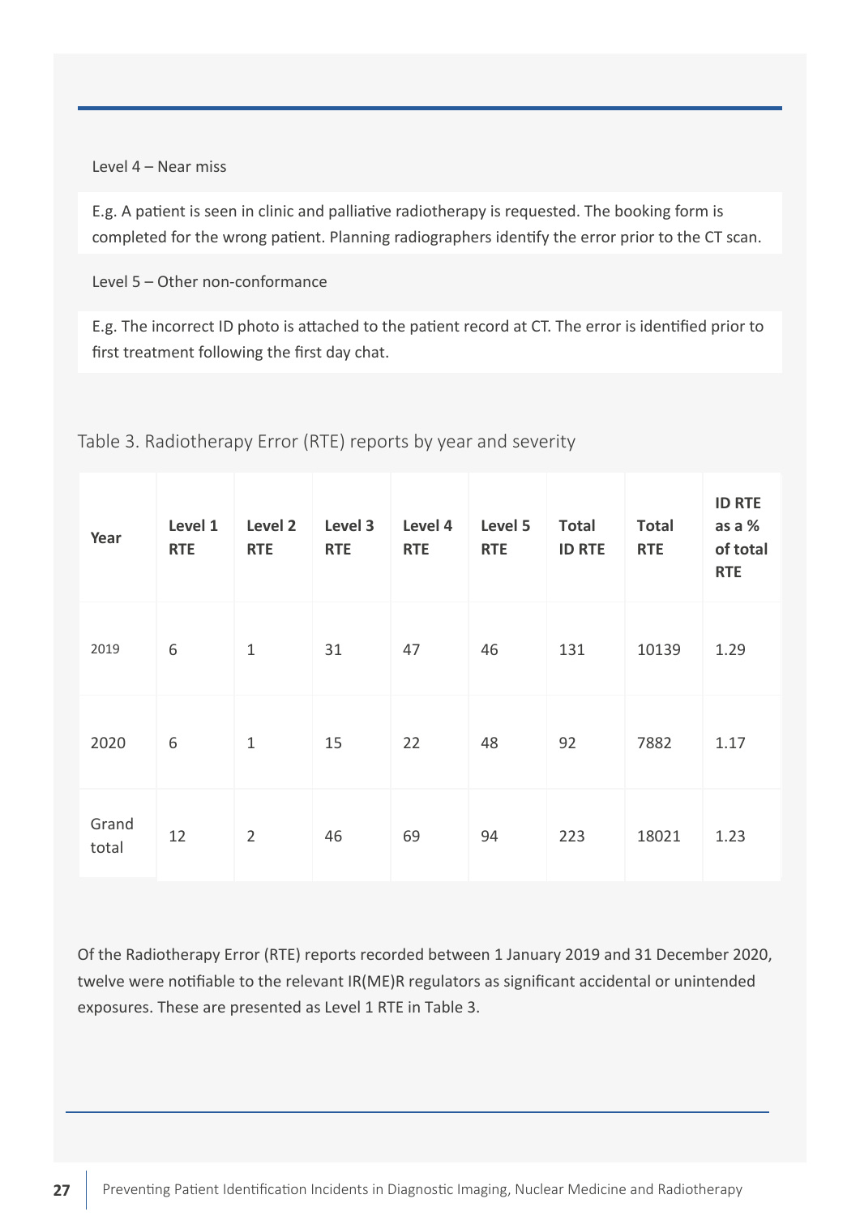Level 4 – Near miss

E.g. A patient is seen in clinic and palliative radiotherapy is requested. The booking form is completed for the wrong patient. Planning radiographers identify the error prior to the CT scan.

Level 5 – Other non-conformance

E.g. The incorrect ID photo is attached to the patient record at CT. The error is identified prior to first treatment following the first day chat.

Table 3. Radiotherapy Error (RTE) reports by year and severity

| Year | Level 1 RTE | Level 2 RTE | Level 3 RTE | Level 4 RTE | Level 5 RTE | Total ID RTE | Total RTE | ID RTE as a % of total RTE |
|---|---|---|---|---|---|---|---|---|
| 2019 | 6 | 1 | 31 | 47 | 46 | 131 | 10139 | 1.29 |
| 2020 | 6 | 1 | 15 | 22 | 48 | 92 | 7882 | 1.17 |
| Grand total | 12 | 2 | 46 | 69 | 94 | 223 | 18021 | 1.23 |

Of the Radiotherapy Error (RTE) reports recorded between 1 January 2019 and 31 December 2020, twelve were notifiable to the relevant IR(ME)R regulators as significant accidental or unintended exposures. These are presented as Level 1 RTE in Table 3.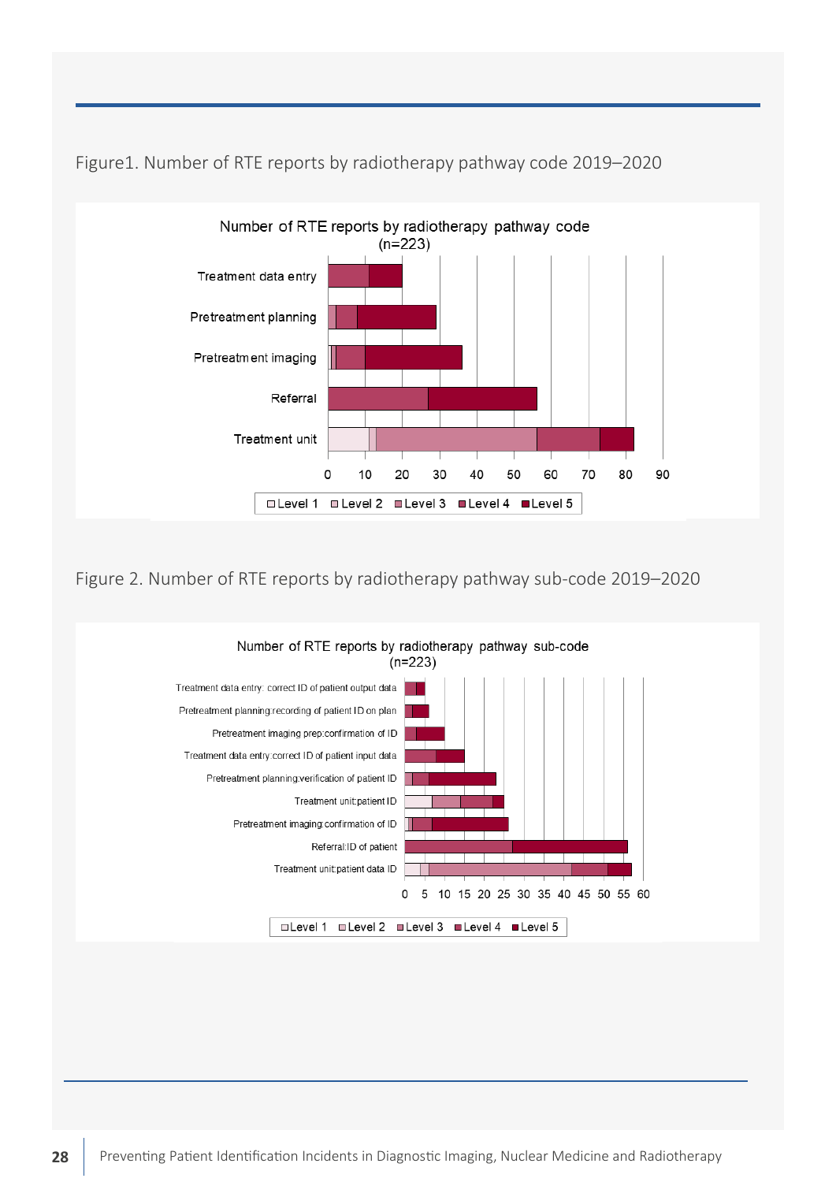Figure1. Number of RTE reports by radiotherapy pathway code 2019–2020

Figure 2. Number of RTE reports by radiotherapy pathway sub-code 2019–2020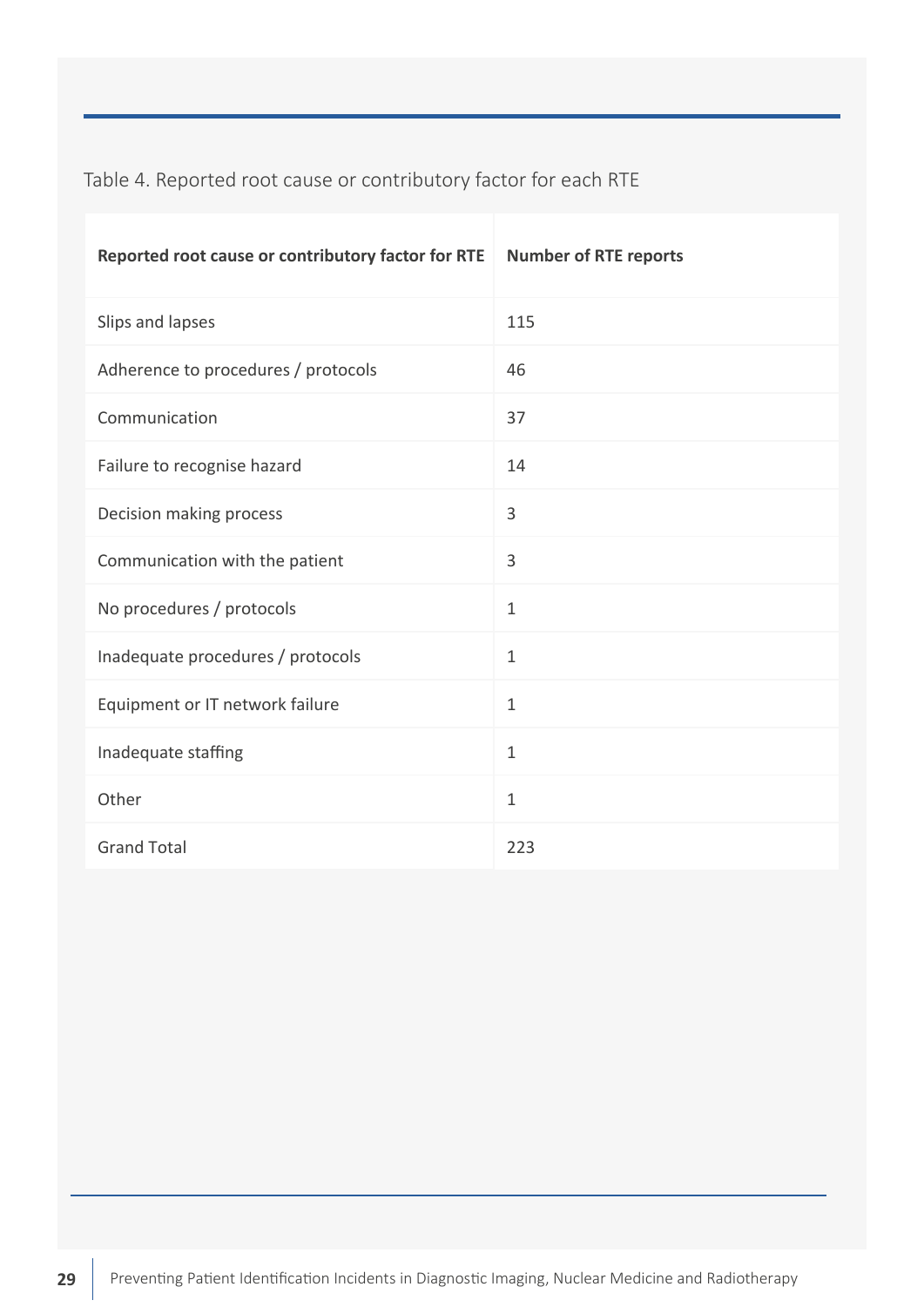Table 4. Reported root cause or contributory factor for each RTE

| Reported root cause or contributory factor for RTE | Number of RTE reports |
| --- | --- |
| Slips and lapses | 115 |
| Adherence to procedures / protocols | 46 |
| Communication | 37 |
| Failure to recognise hazard | 14 |
| Decision making process | 3 |
| Communication with the patient | 3 |
| No procedures / protocols | 1 |
| Inadequate procedures / protocols | 1 |
| Equipment or IT network failure | 1 |
| Inadequate staffing | 1 |
| Other | 1 |
| Grand Total | 223 |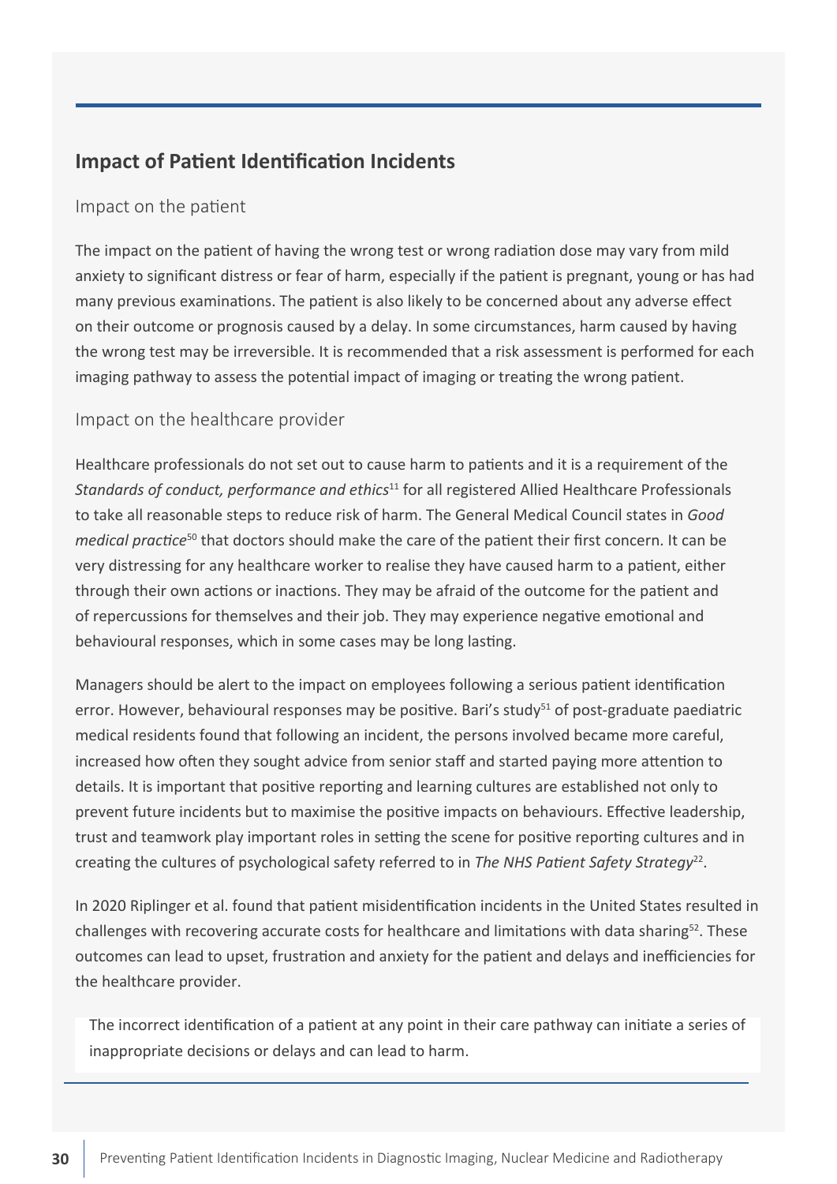## Impact of Patient Identification Incidents

### Impact on the patient

The impact on the patient of having the wrong test or wrong radiation dose may vary from mild anxiety to significant distress or fear of harm, especially if the patient is pregnant, young or has had many previous examinations. The patient is also likely to be concerned about any adverse effect on their outcome or prognosis caused by a delay. In some circumstances, harm caused by having the wrong test may be irreversible. It is recommended that a risk assessment is performed for each imaging pathway to assess the potential impact of imaging or treating the wrong patient.

### Impact on the healthcare provider

Healthcare professionals do not set out to cause harm to patients and it is a requirement of the *Standards of conduct, performance and ethics*[11] for all registered Allied Healthcare Professionals to take all reasonable steps to reduce risk of harm. The General Medical Council states in *Good medical practice*[50] that doctors should make the care of the patient their first concern. It can be very distressing for any healthcare worker to realise they have caused harm to a patient, either through their own actions or inactions. They may be afraid of the outcome for the patient and of repercussions for themselves and their job. They may experience negative emotional and behavioural responses, which in some cases may be long lasting.

Managers should be alert to the impact on employees following a serious patient identification error. However, behavioural responses may be positive. Bari's study[51] of post-graduate paediatric medical residents found that following an incident, the persons involved became more careful, increased how often they sought advice from senior staff and started paying more attention to details. It is important that positive reporting and learning cultures are established not only to prevent future incidents but to maximise the positive impacts on behaviours. Effective leadership, trust and teamwork play important roles in setting the scene for positive reporting cultures and in creating the cultures of psychological safety referred to in *The NHS Patient Safety Strategy*[22].

In 2020 Riplinger et al. found that patient misidentification incidents in the United States resulted in challenges with recovering accurate costs for healthcare and limitations with data sharing[52]. These outcomes can lead to upset, frustration and anxiety for the patient and delays and inefficiencies for the healthcare provider.

The incorrect identification of a patient at any point in their care pathway can initiate a series of inappropriate decisions or delays and can lead to harm.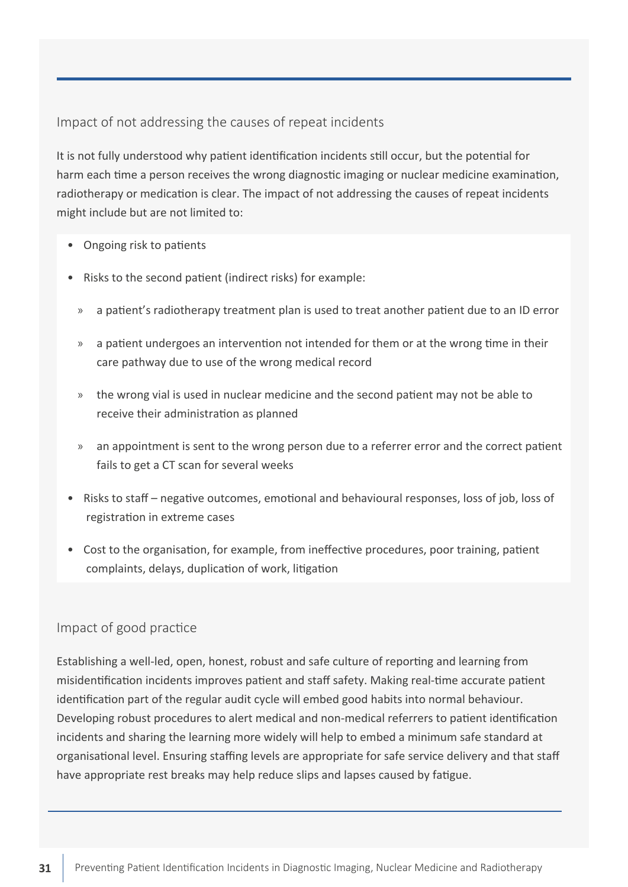## Impact of not addressing the causes of repeat incidents

It is not fully understood why patient identification incidents still occur, but the potential for harm each time a person receives the wrong diagnostic imaging or nuclear medicine examination, radiotherapy or medication is clear. The impact of not addressing the causes of repeat incidents might include but are not limited to:

- Ongoing risk to patients
- Risks to the second patient (indirect risks) for example:
  - a patient's radiotherapy treatment plan is used to treat another patient due to an ID error
  - a patient undergoes an intervention not intended for them or at the wrong time in their care pathway due to use of the wrong medical record
  - the wrong vial is used in nuclear medicine and the second patient may not be able to receive their administration as planned
  - an appointment is sent to the wrong person due to a referrer error and the correct patient fails to get a CT scan for several weeks
- Risks to staff – negative outcomes, emotional and behavioural responses, loss of job, loss of registration in extreme cases
- Cost to the organisation, for example, from ineffective procedures, poor training, patient complaints, delays, duplication of work, litigation

## Impact of good practice

Establishing a well-led, open, honest, robust and safe culture of reporting and learning from misidentification incidents improves patient and staff safety. Making real-time accurate patient identification part of the regular audit cycle will embed good habits into normal behaviour. Developing robust procedures to alert medical and non-medical referrers to patient identification incidents and sharing the learning more widely will help to embed a minimum safe standard at organisational level. Ensuring staffing levels are appropriate for safe service delivery and that staff have appropriate rest breaks may help reduce slips and lapses caused by fatigue.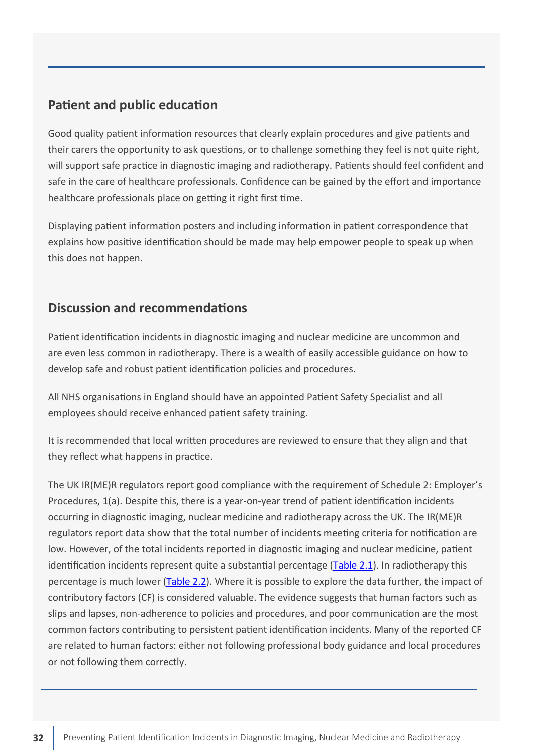## Patient and public education

Good quality patient information resources that clearly explain procedures and give patients and their carers the opportunity to ask questions, or to challenge something they feel is not quite right, will support safe practice in diagnostic imaging and radiotherapy. Patients should feel confident and safe in the care of healthcare professionals. Confidence can be gained by the effort and importance healthcare professionals place on getting it right first time.

Displaying patient information posters and including information in patient correspondence that explains how positive identification should be made may help empower people to speak up when this does not happen.

## Discussion and recommendations

Patient identification incidents in diagnostic imaging and nuclear medicine are uncommon and are even less common in radiotherapy. There is a wealth of easily accessible guidance on how to develop safe and robust patient identification policies and procedures.

All NHS organisations in England should have an appointed Patient Safety Specialist and all employees should receive enhanced patient safety training.

It is recommended that local written procedures are reviewed to ensure that they align and that they reflect what happens in practice.

The UK IR(ME)R regulators report good compliance with the requirement of Schedule 2: Employer's Procedures, 1(a). Despite this, there is a year-on-year trend of patient identification incidents occurring in diagnostic imaging, nuclear medicine and radiotherapy across the UK. The IR(ME)R regulators report data show that the total number of incidents meeting criteria for notification are low. However, of the total incidents reported in diagnostic imaging and nuclear medicine, patient identification incidents represent quite a substantial percentage (Table 2.1). In radiotherapy this percentage is much lower (Table 2.2). Where it is possible to explore the data further, the impact of contributory factors (CF) is considered valuable. The evidence suggests that human factors such as slips and lapses, non-adherence to policies and procedures, and poor communication are the most common factors contributing to persistent patient identification incidents. Many of the reported CF are related to human factors: either not following professional body guidance and local procedures or not following them correctly.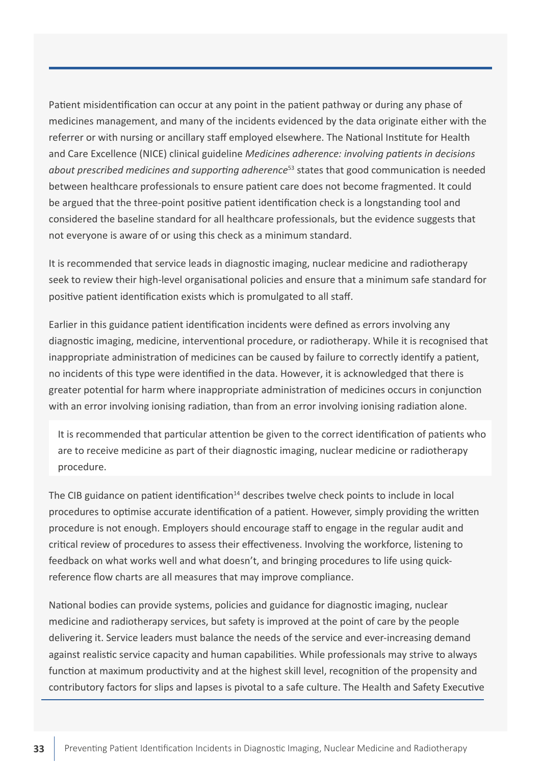Patient misidentification can occur at any point in the patient pathway or during any phase of medicines management, and many of the incidents evidenced by the data originate either with the referrer or with nursing or ancillary staff employed elsewhere. The National Institute for Health and Care Excellence (NICE) clinical guideline *Medicines adherence: involving patients in decisions about prescribed medicines and supporting adherence*[53] states that good communication is needed between healthcare professionals to ensure patient care does not become fragmented. It could be argued that the three-point positive patient identification check is a longstanding tool and considered the baseline standard for all healthcare professionals, but the evidence suggests that not everyone is aware of or using this check as a minimum standard.

It is recommended that service leads in diagnostic imaging, nuclear medicine and radiotherapy seek to review their high-level organisational policies and ensure that a minimum safe standard for positive patient identification exists which is promulgated to all staff.

Earlier in this guidance patient identification incidents were defined as errors involving any diagnostic imaging, medicine, interventional procedure, or radiotherapy. While it is recognised that inappropriate administration of medicines can be caused by failure to correctly identify a patient, no incidents of this type were identified in the data. However, it is acknowledged that there is greater potential for harm where inappropriate administration of medicines occurs in conjunction with an error involving ionising radiation, than from an error involving ionising radiation alone.

It is recommended that particular attention be given to the correct identification of patients who are to receive medicine as part of their diagnostic imaging, nuclear medicine or radiotherapy procedure.

The CIB guidance on patient identification[14] describes twelve check points to include in local procedures to optimise accurate identification of a patient. However, simply providing the written procedure is not enough. Employers should encourage staff to engage in the regular audit and critical review of procedures to assess their effectiveness. Involving the workforce, listening to feedback on what works well and what doesn't, and bringing procedures to life using quick-reference flow charts are all measures that may improve compliance.

National bodies can provide systems, policies and guidance for diagnostic imaging, nuclear medicine and radiotherapy services, but safety is improved at the point of care by the people delivering it. Service leaders must balance the needs of the service and ever-increasing demand against realistic service capacity and human capabilities. While professionals may strive to always function at maximum productivity and at the highest skill level, recognition of the propensity and contributory factors for slips and lapses is pivotal to a safe culture. The Health and Safety Executive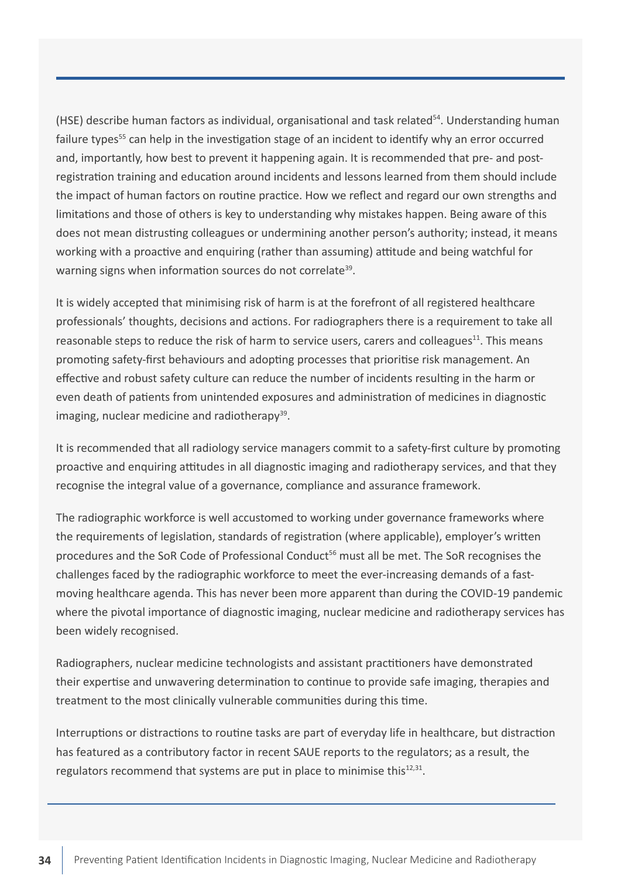(HSE) describe human factors as individual, organisational and task related[54]. Understanding human failure types[55] can help in the investigation stage of an incident to identify why an error occurred and, importantly, how best to prevent it happening again. It is recommended that pre- and post-registration training and education around incidents and lessons learned from them should include the impact of human factors on routine practice. How we reflect and regard our own strengths and limitations and those of others is key to understanding why mistakes happen. Being aware of this does not mean distrusting colleagues or undermining another person's authority; instead, it means working with a proactive and enquiring (rather than assuming) attitude and being watchful for warning signs when information sources do not correlate[39].

It is widely accepted that minimising risk of harm is at the forefront of all registered healthcare professionals' thoughts, decisions and actions. For radiographers there is a requirement to take all reasonable steps to reduce the risk of harm to service users, carers and colleagues[11]. This means promoting safety-first behaviours and adopting processes that prioritise risk management. An effective and robust safety culture can reduce the number of incidents resulting in the harm or even death of patients from unintended exposures and administration of medicines in diagnostic imaging, nuclear medicine and radiotherapy[39].

It is recommended that all radiology service managers commit to a safety-first culture by promoting proactive and enquiring attitudes in all diagnostic imaging and radiotherapy services, and that they recognise the integral value of a governance, compliance and assurance framework.

The radiographic workforce is well accustomed to working under governance frameworks where the requirements of legislation, standards of registration (where applicable), employer's written procedures and the SoR Code of Professional Conduct[56] must all be met. The SoR recognises the challenges faced by the radiographic workforce to meet the ever-increasing demands of a fast-moving healthcare agenda. This has never been more apparent than during the COVID-19 pandemic where the pivotal importance of diagnostic imaging, nuclear medicine and radiotherapy services has been widely recognised.

Radiographers, nuclear medicine technologists and assistant practitioners have demonstrated their expertise and unwavering determination to continue to provide safe imaging, therapies and treatment to the most clinically vulnerable communities during this time.

Interruptions or distractions to routine tasks are part of everyday life in healthcare, but distraction has featured as a contributory factor in recent SAUE reports to the regulators; as a result, the regulators recommend that systems are put in place to minimise this[12,31].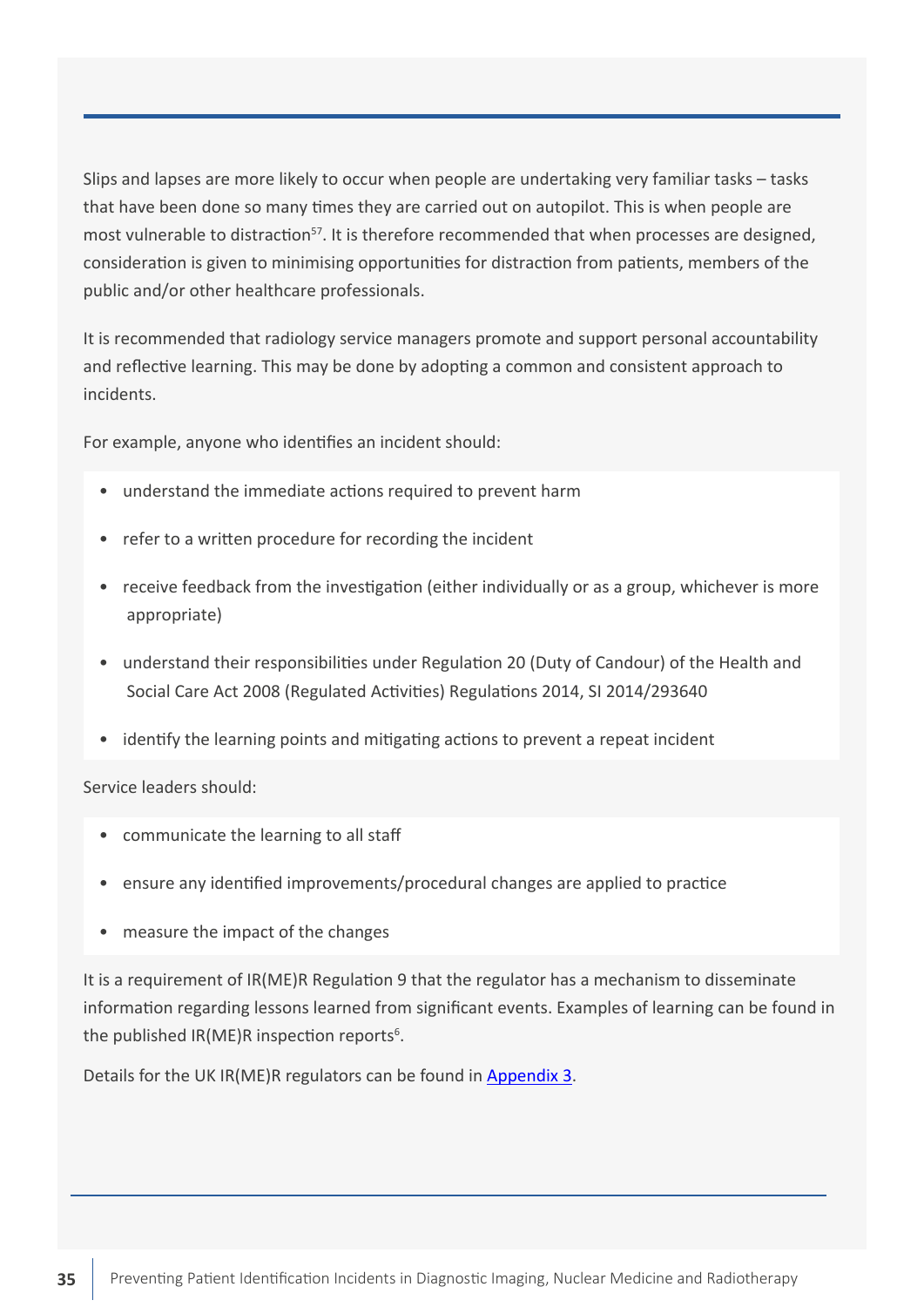Slips and lapses are more likely to occur when people are undertaking very familiar tasks – tasks that have been done so many times they are carried out on autopilot. This is when people are most vulnerable to distraction[57]. It is therefore recommended that when processes are designed, consideration is given to minimising opportunities for distraction from patients, members of the public and/or other healthcare professionals.

It is recommended that radiology service managers promote and support personal accountability and reflective learning. This may be done by adopting a common and consistent approach to incidents.

For example, anyone who identifies an incident should:

- understand the immediate actions required to prevent harm
- refer to a written procedure for recording the incident
- receive feedback from the investigation (either individually or as a group, whichever is more appropriate)
- understand their responsibilities under Regulation 20 (Duty of Candour) of the Health and Social Care Act 2008 (Regulated Activities) Regulations 2014, SI 2014/293640
- identify the learning points and mitigating actions to prevent a repeat incident

Service leaders should:

- communicate the learning to all staff
- ensure any identified improvements/procedural changes are applied to practice
- measure the impact of the changes

It is a requirement of IR(ME)R Regulation 9 that the regulator has a mechanism to disseminate information regarding lessons learned from significant events. Examples of learning can be found in the published IR(ME)R inspection reports[6].

Details for the UK IR(ME)R regulators can be found in Appendix 3.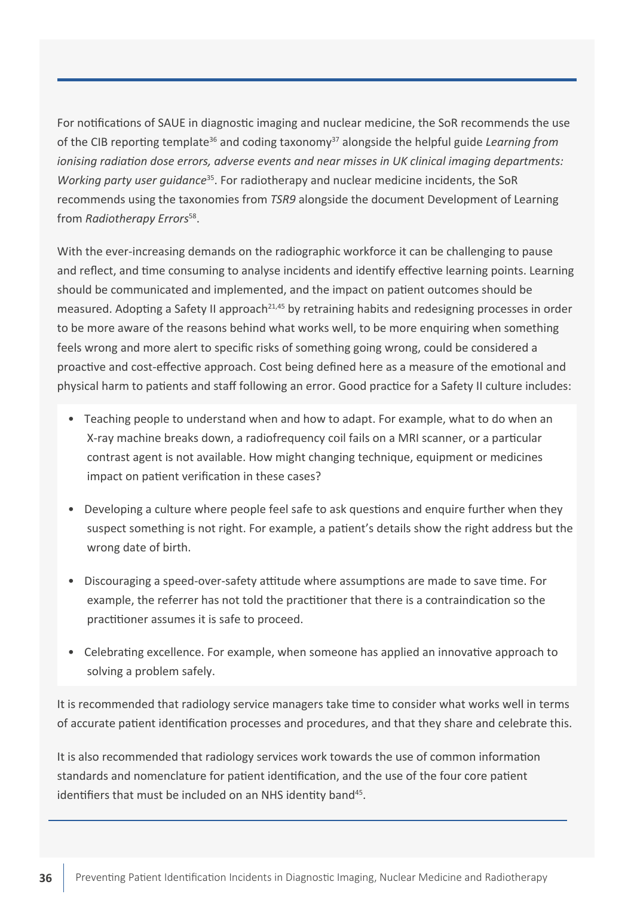For notifications of SAUE in diagnostic imaging and nuclear medicine, the SoR recommends the use of the CIB reporting template[36] and coding taxonomy[37] alongside the helpful guide *Learning from ionising radiation dose errors, adverse events and near misses in UK clinical imaging departments: Working party user guidance*[35]. For radiotherapy and nuclear medicine incidents, the SoR recommends using the taxonomies from *TSR9* alongside the document Development of Learning from *Radiotherapy Errors*[58].

With the ever-increasing demands on the radiographic workforce it can be challenging to pause and reflect, and time consuming to analyse incidents and identify effective learning points. Learning should be communicated and implemented, and the impact on patient outcomes should be measured. Adopting a Safety II approach[21,45] by retraining habits and redesigning processes in order to be more aware of the reasons behind what works well, to be more enquiring when something feels wrong and more alert to specific risks of something going wrong, could be considered a proactive and cost-effective approach. Cost being defined here as a measure of the emotional and physical harm to patients and staff following an error. Good practice for a Safety II culture includes:

- Teaching people to understand when and how to adapt. For example, what to do when an X-ray machine breaks down, a radiofrequency coil fails on a MRI scanner, or a particular contrast agent is not available. How might changing technique, equipment or medicines impact on patient verification in these cases?
- Developing a culture where people feel safe to ask questions and enquire further when they suspect something is not right. For example, a patient's details show the right address but the wrong date of birth.
- Discouraging a speed-over-safety attitude where assumptions are made to save time. For example, the referrer has not told the practitioner that there is a contraindication so the practitioner assumes it is safe to proceed.
- Celebrating excellence. For example, when someone has applied an innovative approach to solving a problem safely.

It is recommended that radiology service managers take time to consider what works well in terms of accurate patient identification processes and procedures, and that they share and celebrate this.

It is also recommended that radiology services work towards the use of common information standards and nomenclature for patient identification, and the use of the four core patient identifiers that must be included on an NHS identity band[45].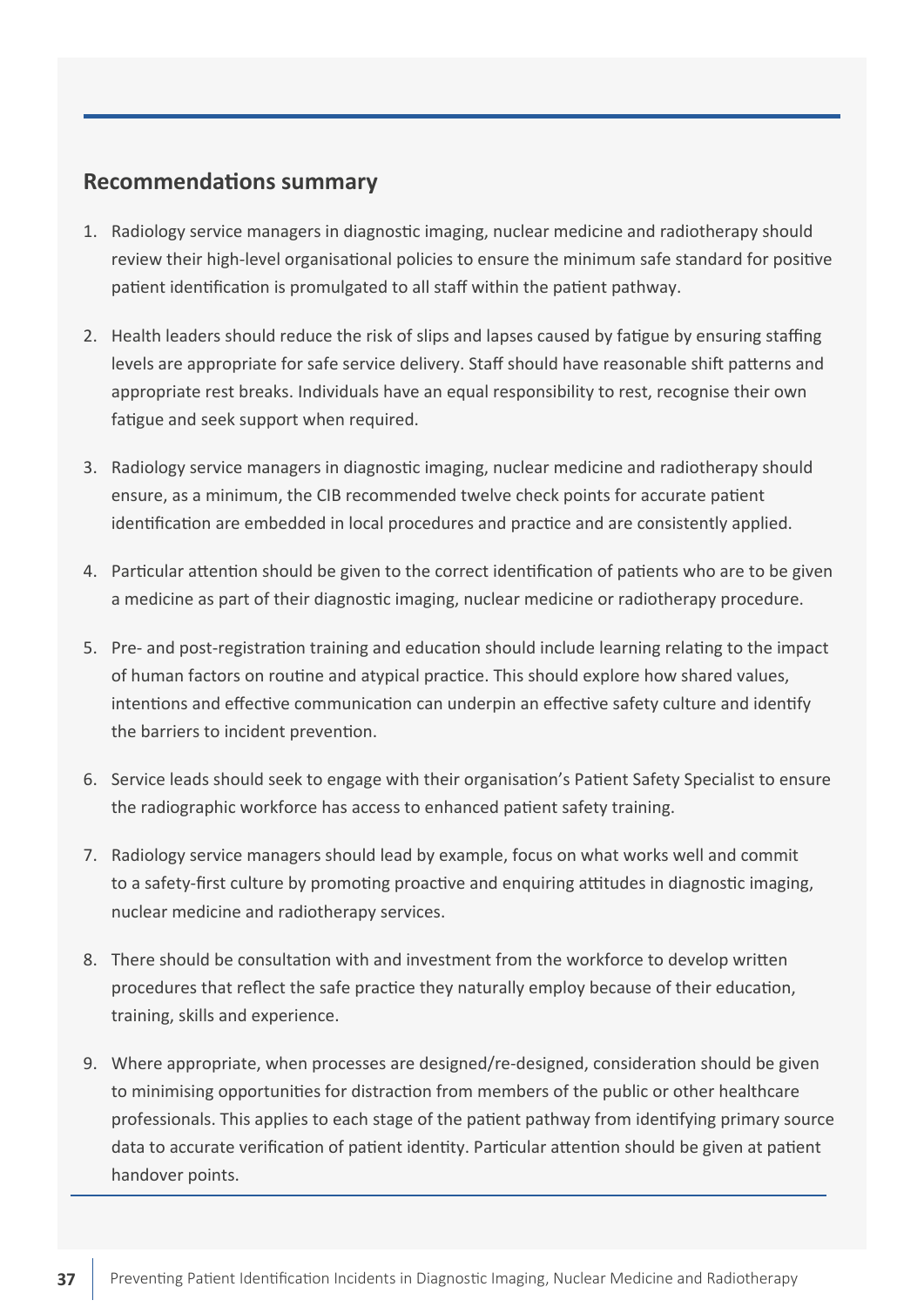## Recommendations summary

1. Radiology service managers in diagnostic imaging, nuclear medicine and radiotherapy should review their high-level organisational policies to ensure the minimum safe standard for positive patient identification is promulgated to all staff within the patient pathway.

2. Health leaders should reduce the risk of slips and lapses caused by fatigue by ensuring staffing levels are appropriate for safe service delivery. Staff should have reasonable shift patterns and appropriate rest breaks. Individuals have an equal responsibility to rest, recognise their own fatigue and seek support when required.

3. Radiology service managers in diagnostic imaging, nuclear medicine and radiotherapy should ensure, as a minimum, the CIB recommended twelve check points for accurate patient identification are embedded in local procedures and practice and are consistently applied.

4. Particular attention should be given to the correct identification of patients who are to be given a medicine as part of their diagnostic imaging, nuclear medicine or radiotherapy procedure.

5. Pre- and post-registration training and education should include learning relating to the impact of human factors on routine and atypical practice. This should explore how shared values, intentions and effective communication can underpin an effective safety culture and identify the barriers to incident prevention.

6. Service leads should seek to engage with their organisation's Patient Safety Specialist to ensure the radiographic workforce has access to enhanced patient safety training.

7. Radiology service managers should lead by example, focus on what works well and commit to a safety-first culture by promoting proactive and enquiring attitudes in diagnostic imaging, nuclear medicine and radiotherapy services.

8. There should be consultation with and investment from the workforce to develop written procedures that reflect the safe practice they naturally employ because of their education, training, skills and experience.

9. Where appropriate, when processes are designed/re-designed, consideration should be given to minimising opportunities for distraction from members of the public or other healthcare professionals. This applies to each stage of the patient pathway from identifying primary source data to accurate verification of patient identity. Particular attention should be given at patient handover points.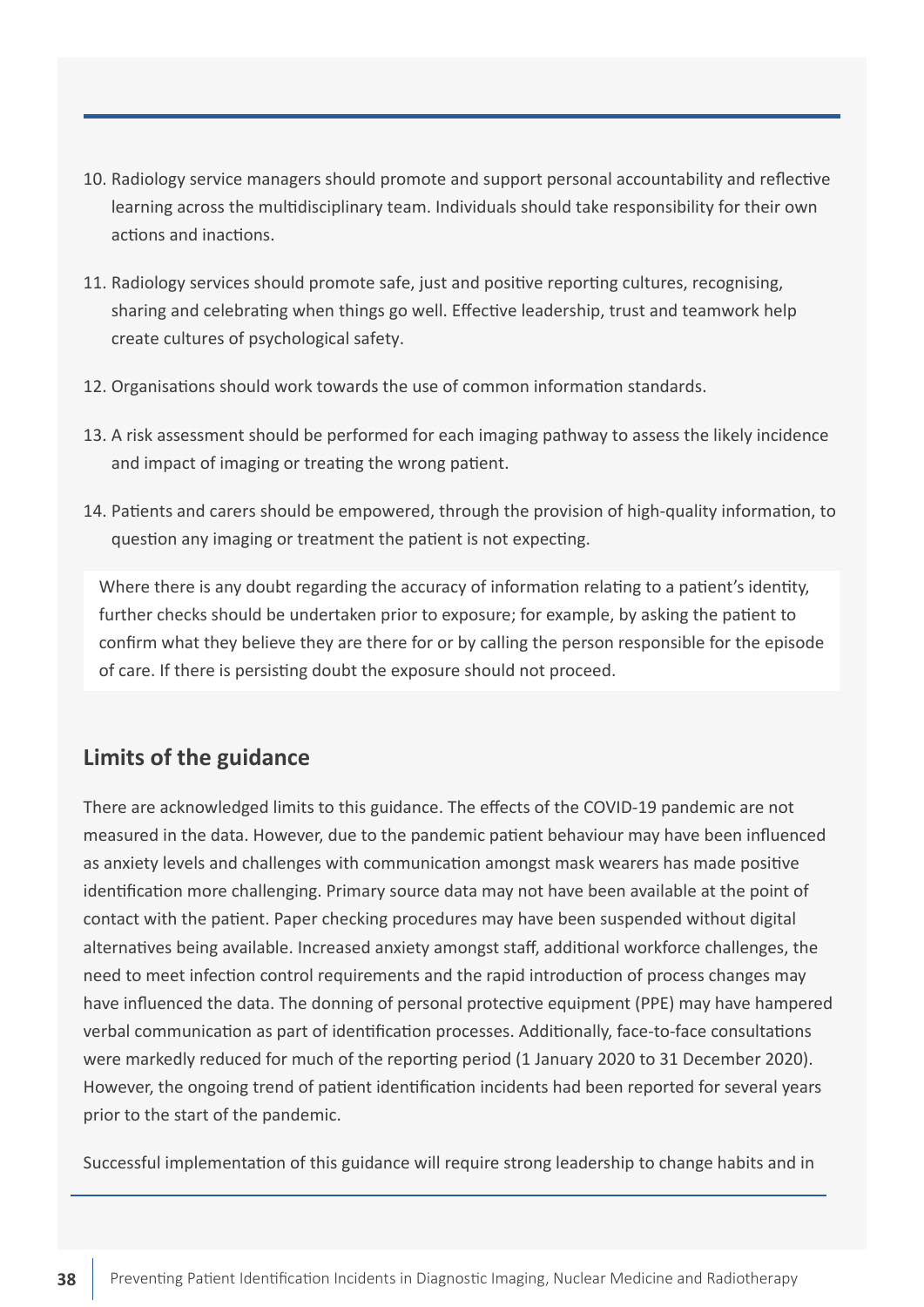10. Radiology service managers should promote and support personal accountability and reflective learning across the multidisciplinary team. Individuals should take responsibility for their own actions and inactions.

11. Radiology services should promote safe, just and positive reporting cultures, recognising, sharing and celebrating when things go well. Effective leadership, trust and teamwork help create cultures of psychological safety.

12. Organisations should work towards the use of common information standards.

13. A risk assessment should be performed for each imaging pathway to assess the likely incidence and impact of imaging or treating the wrong patient.

14. Patients and carers should be empowered, through the provision of high-quality information, to question any imaging or treatment the patient is not expecting.

Where there is any doubt regarding the accuracy of information relating to a patient's identity, further checks should be undertaken prior to exposure; for example, by asking the patient to confirm what they believe they are there for or by calling the person responsible for the episode of care. If there is persisting doubt the exposure should not proceed.

## Limits of the guidance

There are acknowledged limits to this guidance. The effects of the COVID-19 pandemic are not measured in the data. However, due to the pandemic patient behaviour may have been influenced as anxiety levels and challenges with communication amongst mask wearers has made positive identification more challenging. Primary source data may not have been available at the point of contact with the patient. Paper checking procedures may have been suspended without digital alternatives being available. Increased anxiety amongst staff, additional workforce challenges, the need to meet infection control requirements and the rapid introduction of process changes may have influenced the data. The donning of personal protective equipment (PPE) may have hampered verbal communication as part of identification processes. Additionally, face-to-face consultations were markedly reduced for much of the reporting period (1 January 2020 to 31 December 2020). However, the ongoing trend of patient identification incidents had been reported for several years prior to the start of the pandemic.

Successful implementation of this guidance will require strong leadership to change habits and in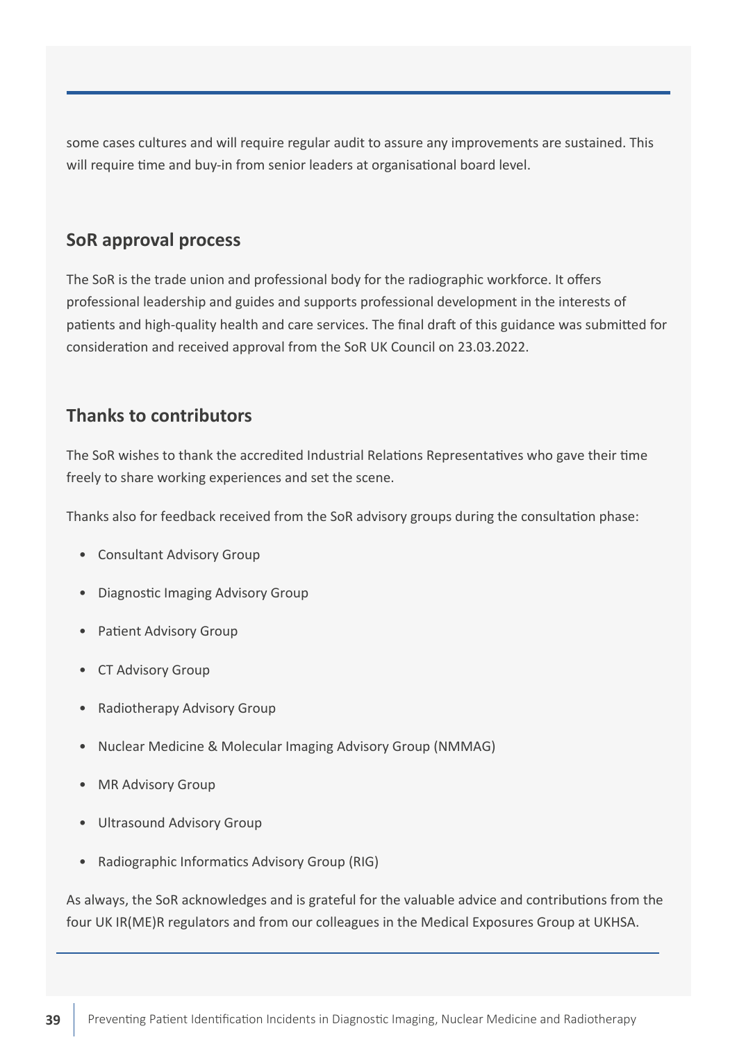some cases cultures and will require regular audit to assure any improvements are sustained. This will require time and buy-in from senior leaders at organisational board level.

## SoR approval process

The SoR is the trade union and professional body for the radiographic workforce. It offers professional leadership and guides and supports professional development in the interests of patients and high-quality health and care services. The final draft of this guidance was submitted for consideration and received approval from the SoR UK Council on 23.03.2022.

## Thanks to contributors

The SoR wishes to thank the accredited Industrial Relations Representatives who gave their time freely to share working experiences and set the scene.

Thanks also for feedback received from the SoR advisory groups during the consultation phase:

- Consultant Advisory Group
- Diagnostic Imaging Advisory Group
- Patient Advisory Group
- CT Advisory Group
- Radiotherapy Advisory Group
- Nuclear Medicine & Molecular Imaging Advisory Group (NMMAG)
- MR Advisory Group
- Ultrasound Advisory Group
- Radiographic Informatics Advisory Group (RIG)

As always, the SoR acknowledges and is grateful for the valuable advice and contributions from the four UK IR(ME)R regulators and from our colleagues in the Medical Exposures Group at UKHSA.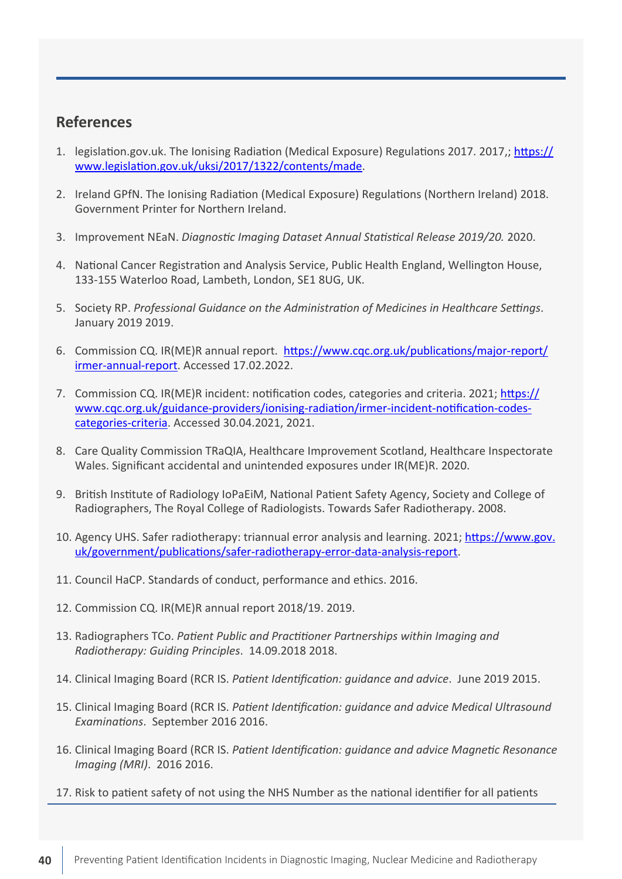## References

1. legislation.gov.uk. The Ionising Radiation (Medical Exposure) Regulations 2017. 2017,; https://www.legislation.gov.uk/uksi/2017/1322/contents/made.

2. Ireland GPfN. The Ionising Radiation (Medical Exposure) Regulations (Northern Ireland) 2018. Government Printer for Northern Ireland.

3. Improvement NEaN. *Diagnostic Imaging Dataset Annual Statistical Release 2019/20.* 2020.

4. National Cancer Registration and Analysis Service, Public Health England, Wellington House, 133-155 Waterloo Road, Lambeth, London, SE1 8UG, UK.

5. Society RP. *Professional Guidance on the Administration of Medicines in Healthcare Settings*. January 2019 2019.

6. Commission CQ. IR(ME)R annual report. https://www.cqc.org.uk/publications/major-report/irmer-annual-report. Accessed 17.02.2022.

7. Commission CQ. IR(ME)R incident: notification codes, categories and criteria. 2021; https://www.cqc.org.uk/guidance-providers/ionising-radiation/irmer-incident-notification-codes-categories-criteria. Accessed 30.04.2021, 2021.

8. Care Quality Commission TRaQIA, Healthcare Improvement Scotland, Healthcare Inspectorate Wales. Significant accidental and unintended exposures under IR(ME)R. 2020.

9. British Institute of Radiology IoPaEiM, National Patient Safety Agency, Society and College of Radiographers, The Royal College of Radiologists. Towards Safer Radiotherapy. 2008.

10. Agency UHS. Safer radiotherapy: triannual error analysis and learning. 2021; https://www.gov.uk/government/publications/safer-radiotherapy-error-data-analysis-report.

11. Council HaCP. Standards of conduct, performance and ethics. 2016.

12. Commission CQ. IR(ME)R annual report 2018/19. 2019.

13. Radiographers TCo. *Patient Public and Practitioner Partnerships within Imaging and Radiotherapy: Guiding Principles*. 14.09.2018 2018.

14. Clinical Imaging Board (RCR IS. *Patient Identification: guidance and advice*. June 2019 2015.

15. Clinical Imaging Board (RCR IS. *Patient Identification: guidance and advice Medical Ultrasound Examinations*. September 2016 2016.

16. Clinical Imaging Board (RCR IS. *Patient Identification: guidance and advice Magnetic Resonance Imaging (MRI)*. 2016 2016.

17. Risk to patient safety of not using the NHS Number as the national identifier for all patients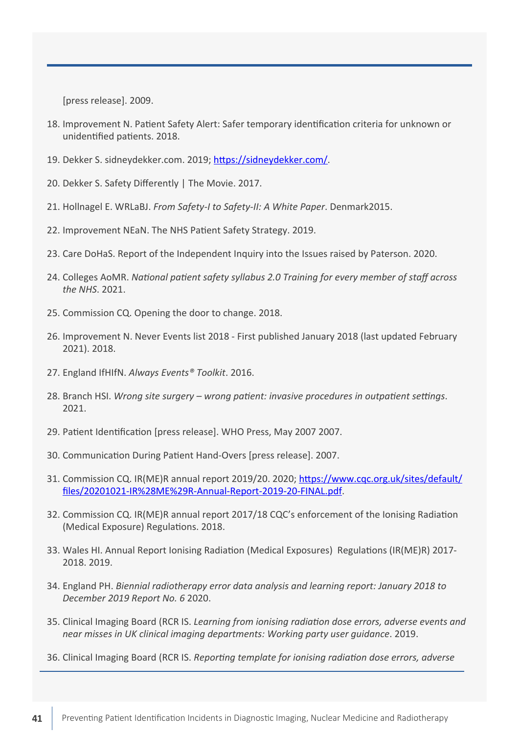[press release]. 2009.

18. Improvement N. Patient Safety Alert: Safer temporary identification criteria for unknown or unidentified patients. 2018.

19. Dekker S. sidneydekker.com. 2019; https://sidneydekker.com/.

20. Dekker S. Safety Differently | The Movie. 2017.

21. Hollnagel E. WRLaBJ. *From Safety-I to Safety-II: A White Paper*. Denmark2015.

22. Improvement NEaN. The NHS Patient Safety Strategy. 2019.

23. Care DoHaS. Report of the Independent Inquiry into the Issues raised by Paterson. 2020.

24. Colleges AoMR. *National patient safety syllabus 2.0 Training for every member of staff across the NHS*. 2021.

25. Commission CQ. Opening the door to change. 2018.

26. Improvement N. Never Events list 2018 - First published January 2018 (last updated February 2021). 2018.

27. England IfHIfN. *Always Events® Toolkit*. 2016.

28. Branch HSI. *Wrong site surgery – wrong patient: invasive procedures in outpatient settings*. 2021.

29. Patient Identification [press release]. WHO Press, May 2007 2007.

30. Communication During Patient Hand-Overs [press release]. 2007.

31. Commission CQ. IR(ME)R annual report 2019/20. 2020; https://www.cqc.org.uk/sites/default/files/20201021-IR%28ME%29R-Annual-Report-2019-20-FINAL.pdf.

32. Commission CQ. IR(ME)R annual report 2017/18 CQC's enforcement of the Ionising Radiation (Medical Exposure) Regulations. 2018.

33. Wales HI. Annual Report Ionising Radiation (Medical Exposures) Regulations (IR(ME)R) 2017-2018. 2019.

34. England PH. *Biennial radiotherapy error data analysis and learning report: January 2018 to December 2019 Report No. 6* 2020.

35. Clinical Imaging Board (RCR IS. *Learning from ionising radiation dose errors, adverse events and near misses in UK clinical imaging departments: Working party user guidance*. 2019.

36. Clinical Imaging Board (RCR IS. *Reporting template for ionising radiation dose errors, adverse*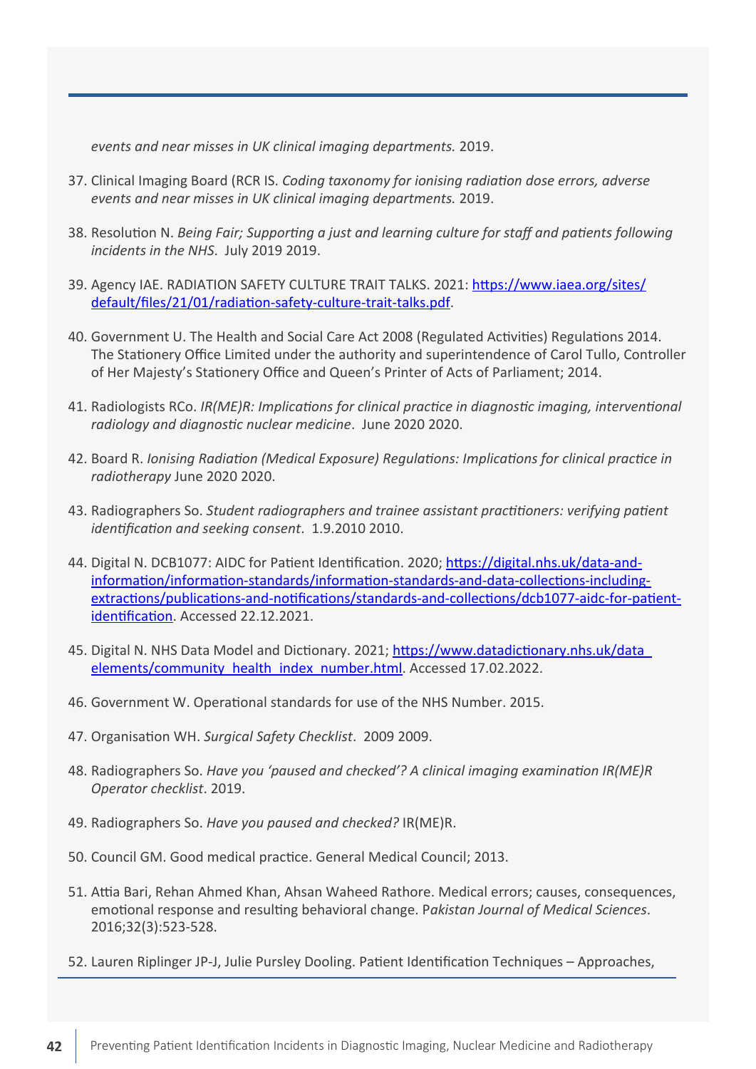*events and near misses in UK clinical imaging departments.* 2019.

37. Clinical Imaging Board (RCR IS. *Coding taxonomy for ionising radiation dose errors, adverse events and near misses in UK clinical imaging departments.* 2019.

38. Resolution N. *Being Fair; Supporting a just and learning culture for staff and patients following incidents in the NHS*. July 2019 2019.

39. Agency IAE. RADIATION SAFETY CULTURE TRAIT TALKS. 2021: [https://www.iaea.org/sites/default/files/21/01/radiation-safety-culture-trait-talks.pdf](https://www.iaea.org/sites/default/files/21/01/radiation-safety-culture-trait-talks.pdf).

40. Government U. The Health and Social Care Act 2008 (Regulated Activities) Regulations 2014. The Stationery Office Limited under the authority and superintendence of Carol Tullo, Controller of Her Majesty's Stationery Office and Queen's Printer of Acts of Parliament; 2014.

41. Radiologists RCo. *IR(ME)R: Implications for clinical practice in diagnostic imaging, interventional radiology and diagnostic nuclear medicine*. June 2020 2020.

42. Board R. *Ionising Radiation (Medical Exposure) Regulations: Implications for clinical practice in radiotherapy* June 2020 2020.

43. Radiographers So. *Student radiographers and trainee assistant practitioners: verifying patient identification and seeking consent*. 1.9.2010 2010.

44. Digital N. DCB1077: AIDC for Patient Identification. 2020; [https://digital.nhs.uk/data-and-information/information-standards/information-standards-and-data-collections-including-extractions/publications-and-notifications/standards-and-collections/dcb1077-aidc-for-patient-identification](https://digital.nhs.uk/data-and-information/information-standards/information-standards-and-data-collections-including-extractions/publications-and-notifications/standards-and-collections/dcb1077-aidc-for-patient-identification). Accessed 22.12.2021.

45. Digital N. NHS Data Model and Dictionary. 2021; [https://www.datadictionary.nhs.uk/data_elements/community_health_index_number.html](https://www.datadictionary.nhs.uk/data_elements/community_health_index_number.html). Accessed 17.02.2022.

46. Government W. Operational standards for use of the NHS Number. 2015.

47. Organisation WH. *Surgical Safety Checklist*. 2009 2009.

48. Radiographers So. *Have you 'paused and checked'? A clinical imaging examination IR(ME)R Operator checklist*. 2019.

49. Radiographers So. *Have you paused and checked?* IR(ME)R.

50. Council GM. Good medical practice. General Medical Council; 2013.

51. Attia Bari, Rehan Ahmed Khan, Ahsan Waheed Rathore. Medical errors; causes, consequences, emotional response and resulting behavioral change. P*akistan Journal of Medical Sciences*. 2016;32(3):523-528.

52. Lauren Riplinger JP-J, Julie Pursley Dooling. Patient Identification Techniques – Approaches,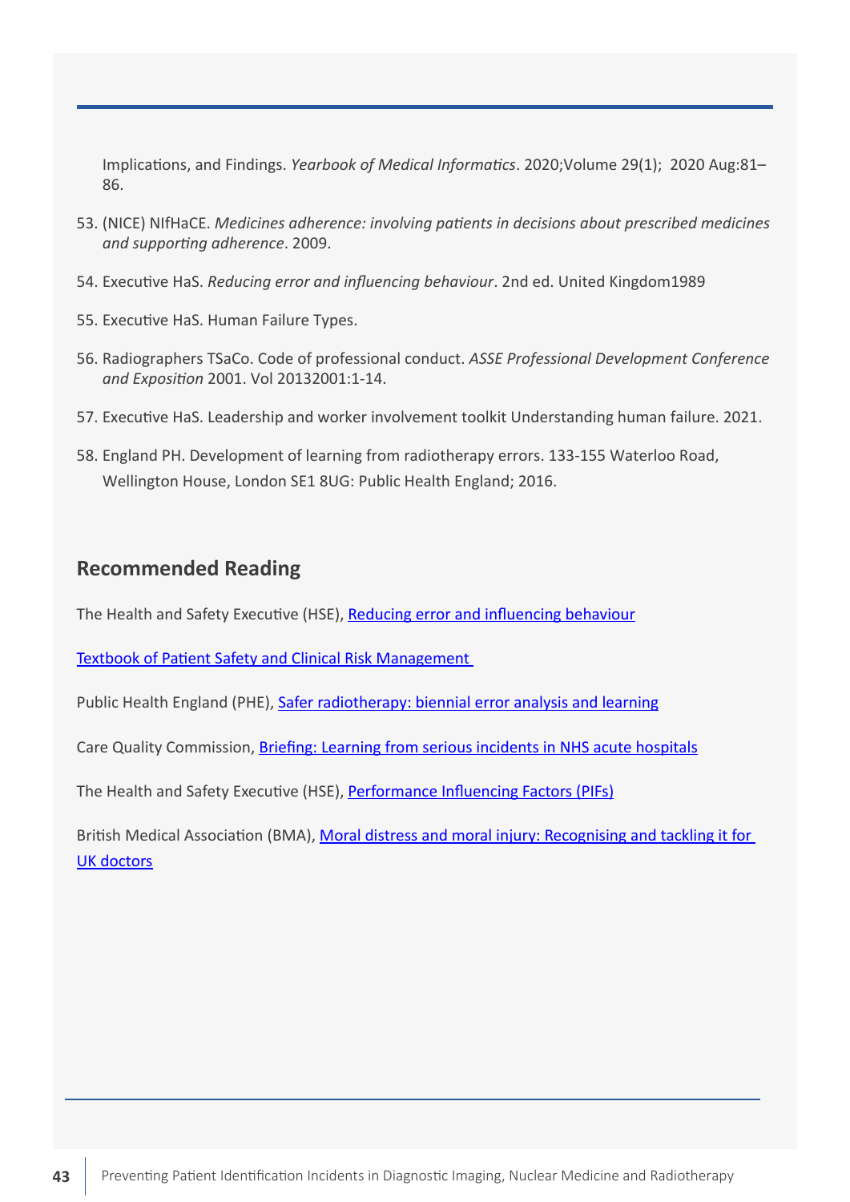Implications, and Findings. *Yearbook of Medical Informatics*. 2020;Volume 29(1); 2020 Aug:81–86.

53. (NICE) NIfHaCE. *Medicines adherence: involving patients in decisions about prescribed medicines and supporting adherence*. 2009.

54. Executive HaS. *Reducing error and influencing behaviour*. 2nd ed. United Kingdom1989

55. Executive HaS. Human Failure Types.

56. Radiographers TSaCo. Code of professional conduct. *ASSE Professional Development Conference and Exposition* 2001. Vol 20132001:1-14.

57. Executive HaS. Leadership and worker involvement toolkit Understanding human failure. 2021.

58. England PH. Development of learning from radiotherapy errors. 133-155 Waterloo Road, Wellington House, London SE1 8UG: Public Health England; 2016.

## Recommended Reading

The Health and Safety Executive (HSE), Reducing error and influencing behaviour

Textbook of Patient Safety and Clinical Risk Management

Public Health England (PHE), Safer radiotherapy: biennial error analysis and learning

Care Quality Commission, Briefing: Learning from serious incidents in NHS acute hospitals

The Health and Safety Executive (HSE), Performance Influencing Factors (PIFs)

British Medical Association (BMA), Moral distress and moral injury: Recognising and tackling it for UK doctors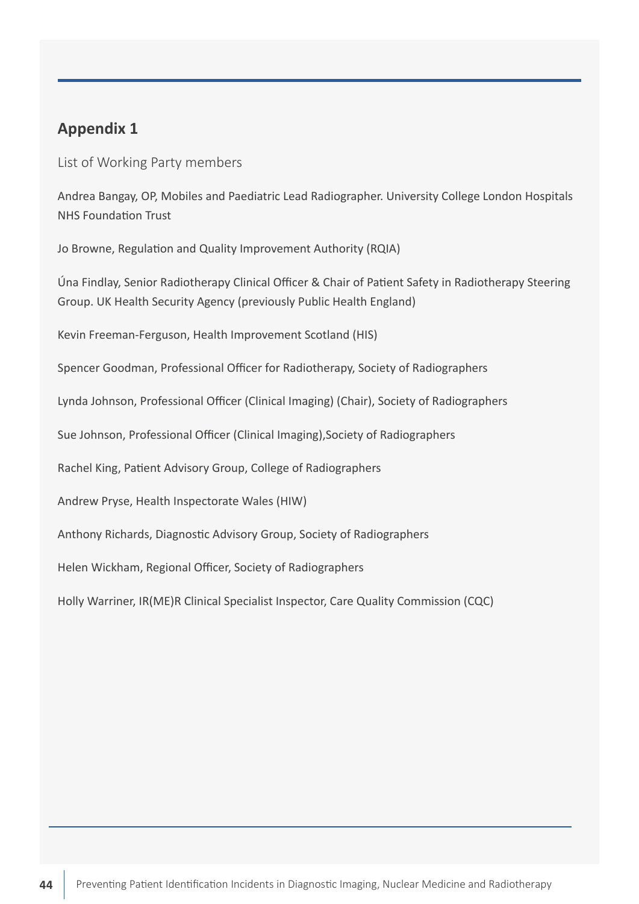## Appendix 1

List of Working Party members

Andrea Bangay, OP, Mobiles and Paediatric Lead Radiographer. University College London Hospitals NHS Foundation Trust

Jo Browne, Regulation and Quality Improvement Authority (RQIA)

Úna Findlay, Senior Radiotherapy Clinical Officer & Chair of Patient Safety in Radiotherapy Steering Group. UK Health Security Agency (previously Public Health England)

Kevin Freeman-Ferguson, Health Improvement Scotland (HIS)

Spencer Goodman, Professional Officer for Radiotherapy, Society of Radiographers

Lynda Johnson, Professional Officer (Clinical Imaging) (Chair), Society of Radiographers

Sue Johnson, Professional Officer (Clinical Imaging),Society of Radiographers

Rachel King, Patient Advisory Group, College of Radiographers

Andrew Pryse, Health Inspectorate Wales (HIW)

Anthony Richards, Diagnostic Advisory Group, Society of Radiographers

Helen Wickham, Regional Officer, Society of Radiographers

Holly Warriner, IR(ME)R Clinical Specialist Inspector, Care Quality Commission (CQC)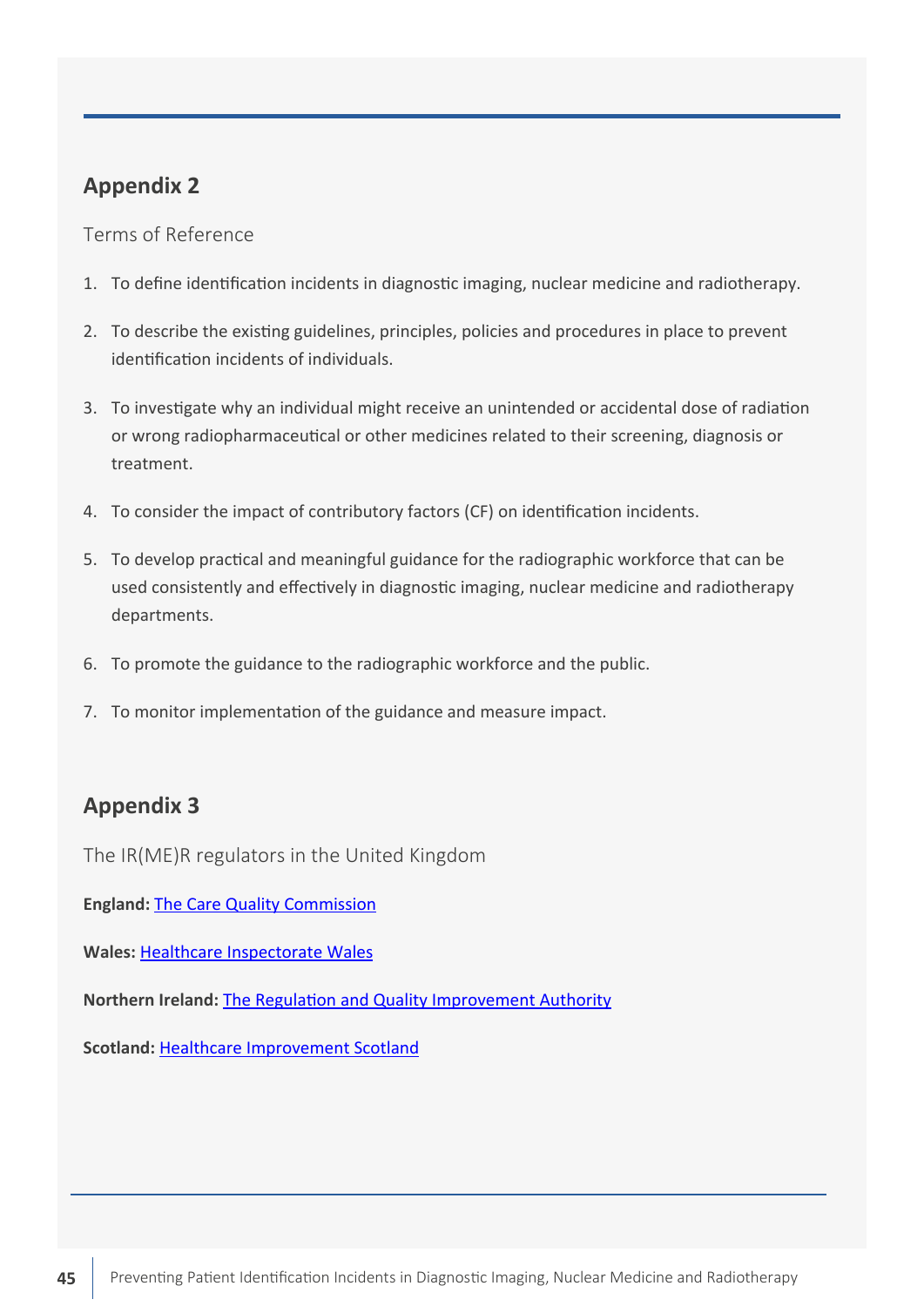## Appendix 2

Terms of Reference

1. To define identification incidents in diagnostic imaging, nuclear medicine and radiotherapy.
2. To describe the existing guidelines, principles, policies and procedures in place to prevent identification incidents of individuals.
3. To investigate why an individual might receive an unintended or accidental dose of radiation or wrong radiopharmaceutical or other medicines related to their screening, diagnosis or treatment.
4. To consider the impact of contributory factors (CF) on identification incidents.
5. To develop practical and meaningful guidance for the radiographic workforce that can be used consistently and effectively in diagnostic imaging, nuclear medicine and radiotherapy departments.
6. To promote the guidance to the radiographic workforce and the public.
7. To monitor implementation of the guidance and measure impact.

## Appendix 3

The IR(ME)R regulators in the United Kingdom

**England:** The Care Quality Commission

**Wales:** Healthcare Inspectorate Wales

**Northern Ireland:** The Regulation and Quality Improvement Authority

**Scotland:** Healthcare Improvement Scotland